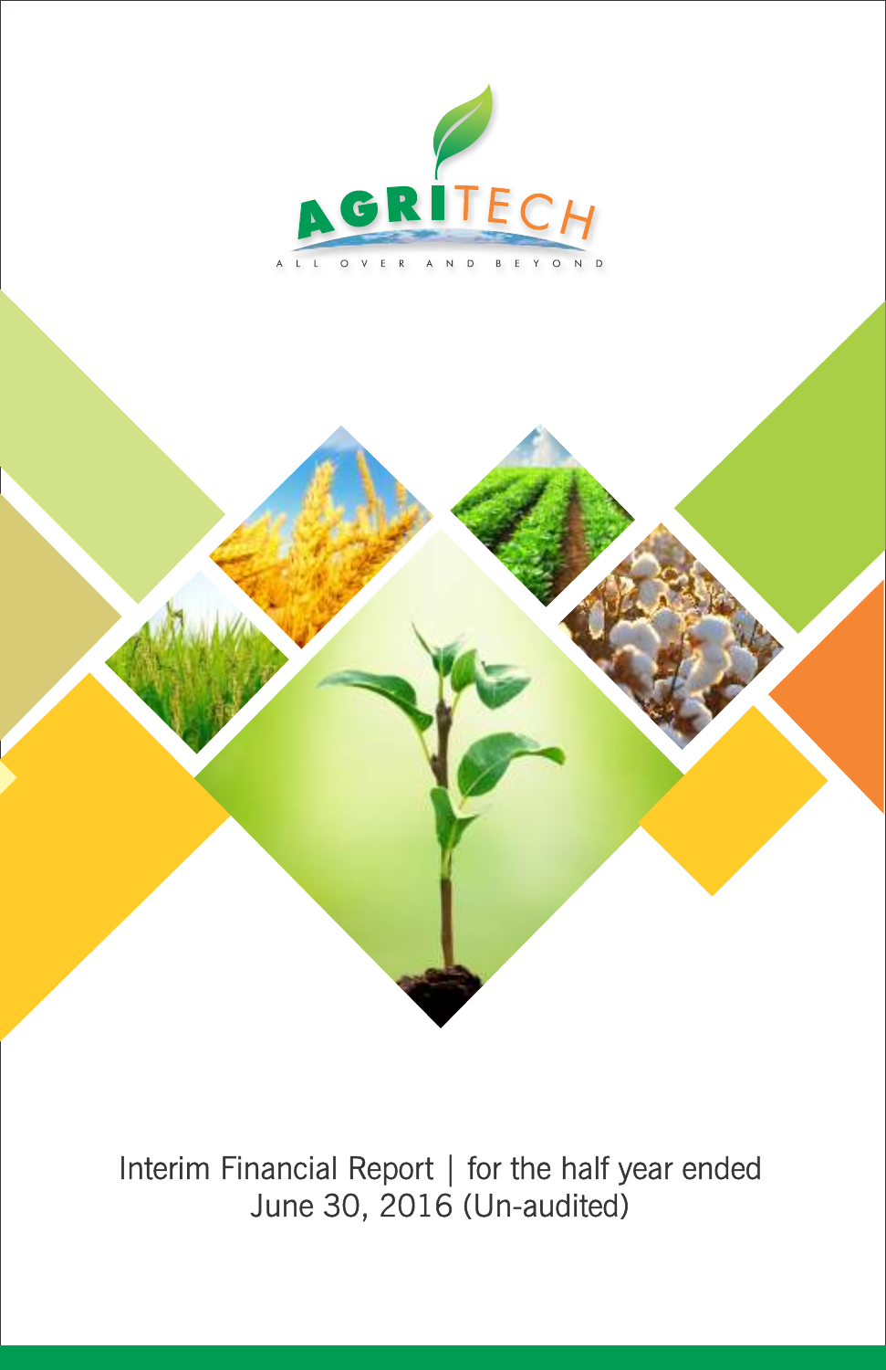AGRITECH

ALL OVER AND BEYOND

Interim Financial Report | for the half year ended June 30, 2016 (Un-audited)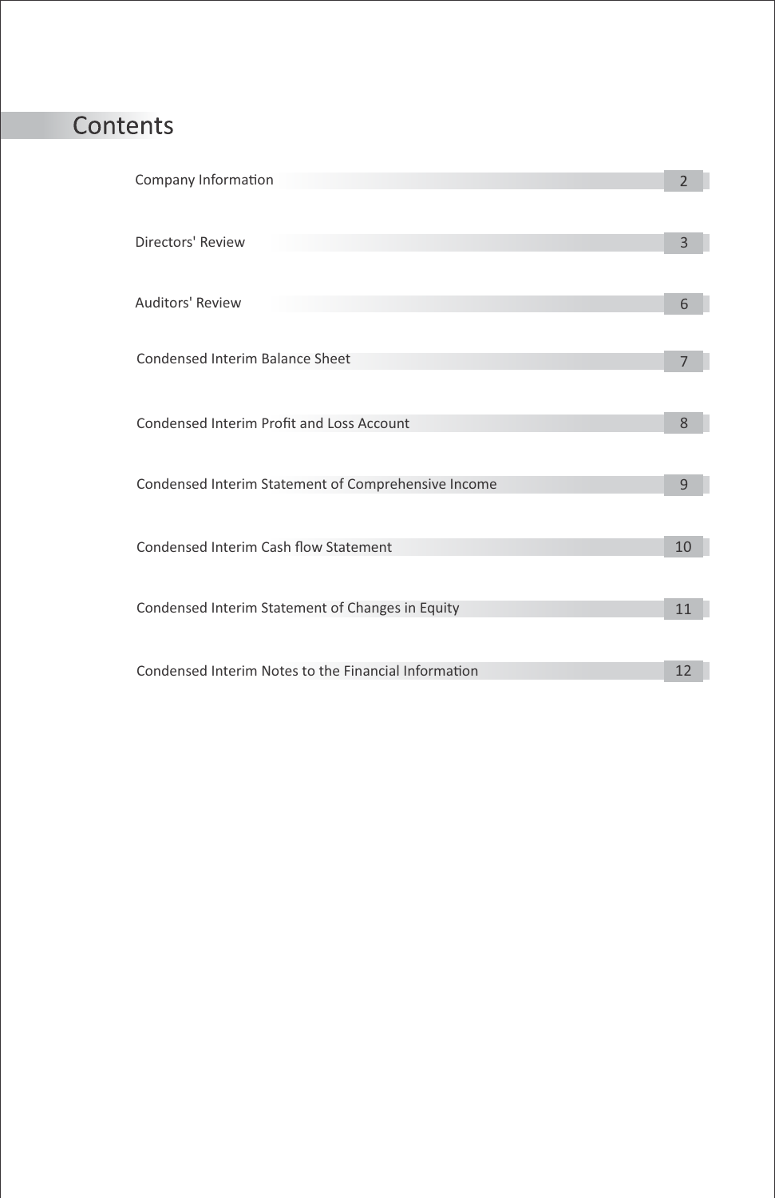# Contents

| | |
|---|---|
| Company Information | 2 |
| Directors' Review | 3 |
| Auditors' Review | 6 |
| Condensed Interim Balance Sheet | 7 |
| Condensed Interim Profit and Loss Account | 8 |
| Condensed Interim Statement of Comprehensive Income | 9 |
| Condensed Interim Cash flow Statement | 10 |
| Condensed Interim Statement of Changes in Equity | 11 |
| Condensed Interim Notes to the Financial Information | 12 |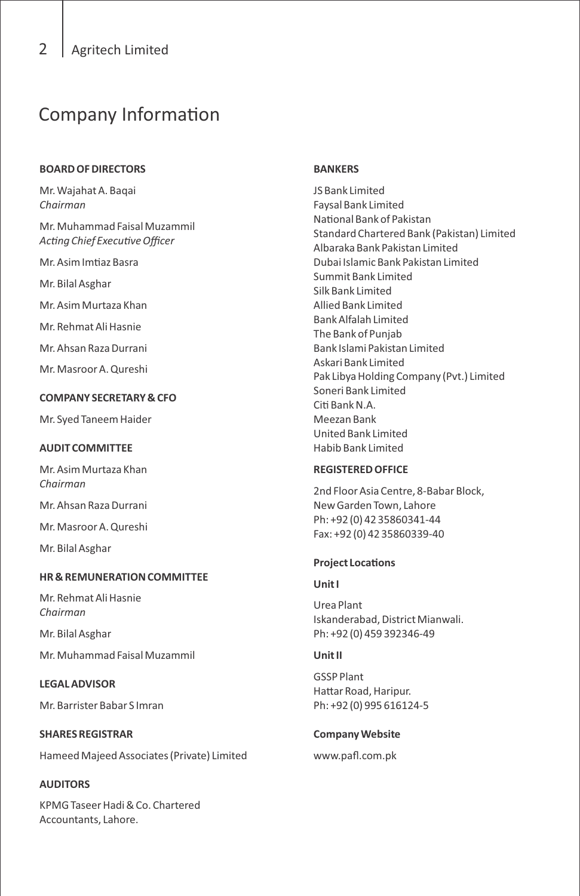# Company Information

**BOARD OF DIRECTORS**

Mr. Wajahat A. Baqai
*Chairman*

Mr. Muhammad Faisal Muzammil
*Acting Chief Executive Officer*

Mr. Asim Imtiaz Basra

Mr. Bilal Asghar

Mr. Asim Murtaza Khan

Mr. Rehmat Ali Hasnie

Mr. Ahsan Raza Durrani

Mr. Masroor A. Qureshi

**COMPANY SECRETARY & CFO**

Mr. Syed Taneem Haider

**AUDIT COMMITTEE**

Mr. Asim Murtaza Khan
*Chairman*

Mr. Ahsan Raza Durrani

Mr. Masroor A. Qureshi

Mr. Bilal Asghar

**HR & REMUNERATION COMMITTEE**

Mr. Rehmat Ali Hasnie
*Chairman*

Mr. Bilal Asghar

Mr. Muhammad Faisal Muzammil

**LEGAL ADVISOR**

Mr. Barrister Babar S Imran

**SHARES REGISTRAR**

Hameed Majeed Associates (Private) Limited

**AUDITORS**

KPMG Taseer Hadi & Co. Chartered Accountants, Lahore.

**BANKERS**

JS Bank Limited
Faysal Bank Limited
National Bank of Pakistan
Standard Chartered Bank (Pakistan) Limited
Albaraka Bank Pakistan Limited
Dubai Islamic Bank Pakistan Limited
Summit Bank Limited
Silk Bank Limited
Allied Bank Limited
Bank Alfalah Limited
The Bank of Punjab
Bank Islami Pakistan Limited
Askari Bank Limited
Pak Libya Holding Company (Pvt.) Limited
Soneri Bank Limited
Citi Bank N.A.
Meezan Bank
United Bank Limited
Habib Bank Limited

**REGISTERED OFFICE**

2nd Floor Asia Centre, 8-Babar Block,
New Garden Town, Lahore
Ph: +92 (0) 42 35860341-44
Fax: +92 (0) 42 35860339-40

**Project Locations**

**Unit I**

Urea Plant
Iskanderabad, District Mianwali.
Ph: +92 (0) 459 392346-49

**Unit II**

GSSP Plant
Hattar Road, Haripur.
Ph: +92 (0) 995 616124-5

**Company Website**

www.pafl.com.pk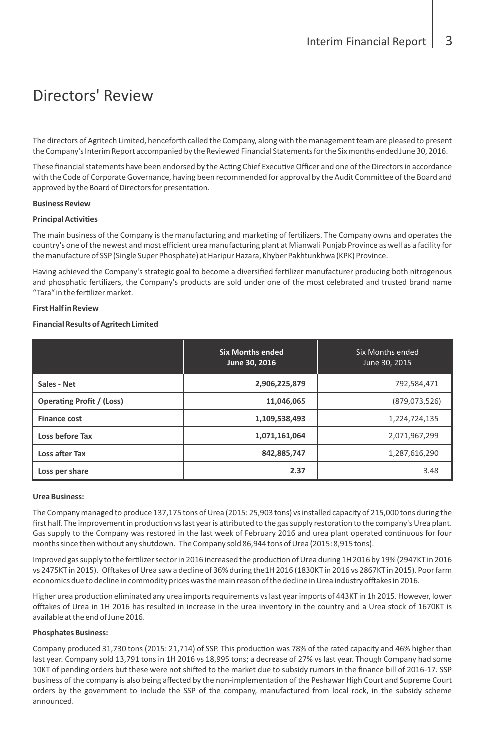# Directors' Review

The directors of Agritech Limited, henceforth called the Company, along with the management team are pleased to present the Company's Interim Report accompanied by the Reviewed Financial Statements for the Six months ended June 30, 2016.

These financial statements have been endorsed by the Acting Chief Executive Officer and one of the Directors in accordance with the Code of Corporate Governance, having been recommended for approval by the Audit Committee of the Board and approved by the Board of Directors for presentation.

**Business Review**

**Principal Activities**

The main business of the Company is the manufacturing and marketing of fertilizers. The Company owns and operates the country's one of the newest and most efficient urea manufacturing plant at Mianwali Punjab Province as well as a facility for the manufacture of SSP (Single Super Phosphate) at Haripur Hazara, Khyber Pakhtunkhwa (KPK) Province.

Having achieved the Company's strategic goal to become a diversified fertilizer manufacturer producing both nitrogenous and phosphatic fertilizers, the Company's products are sold under one of the most celebrated and trusted brand name "Tara" in the fertilizer market.

**First Half in Review**

**Financial Results of Agritech Limited**

| | Six Months ended June 30, 2016 | Six Months ended June 30, 2015 |
|---|---|---|
| Sales - Net | 2,906,225,879 | 792,584,471 |
| Operating Profit / (Loss) | 11,046,065 | (879,073,526) |
| Finance cost | 1,109,538,493 | 1,224,724,135 |
| Loss before Tax | 1,071,161,064 | 2,071,967,299 |
| Loss after Tax | 842,885,747 | 1,287,616,290 |
| Loss per share | 2.37 | 3.48 |

**Urea Business:**

The Company managed to produce 137,175 tons of Urea (2015: 25,903 tons) vs installed capacity of 215,000 tons during the first half. The improvement in production vs last year is attributed to the gas supply restoration to the company's Urea plant. Gas supply to the Company was restored in the last week of February 2016 and urea plant operated continuous for four months since then without any shutdown. The Company sold 86,944 tons of Urea (2015: 8,915 tons).

Improved gas supply to the fertilizer sector in 2016 increased the production of Urea during 1H 2016 by 19% (2947KT in 2016 vs 2475KT in 2015). Offtakes of Urea saw a decline of 36% during the1H 2016 (1830KT in 2016 vs 2867KT in 2015). Poor farm economics due to decline in commodity prices was the main reason of the decline in Urea industry offtakes in 2016.

Higher urea production eliminated any urea imports requirements vs last year imports of 443KT in 1h 2015. However, lower offtakes of Urea in 1H 2016 has resulted in increase in the urea inventory in the country and a Urea stock of 1670KT is available at the end of June 2016.

**Phosphates Business:**

Company produced 31,730 tons (2015: 21,714) of SSP. This production was 78% of the rated capacity and 46% higher than last year. Company sold 13,791 tons in 1H 2016 vs 18,995 tons; a decrease of 27% vs last year. Though Company had some 10KT of pending orders but these were not shifted to the market due to subsidy rumors in the finance bill of 2016-17. SSP business of the company is also being affected by the non-implementation of the Peshawar High Court and Supreme Court orders by the government to include the SSP of the company, manufactured from local rock, in the subsidy scheme announced.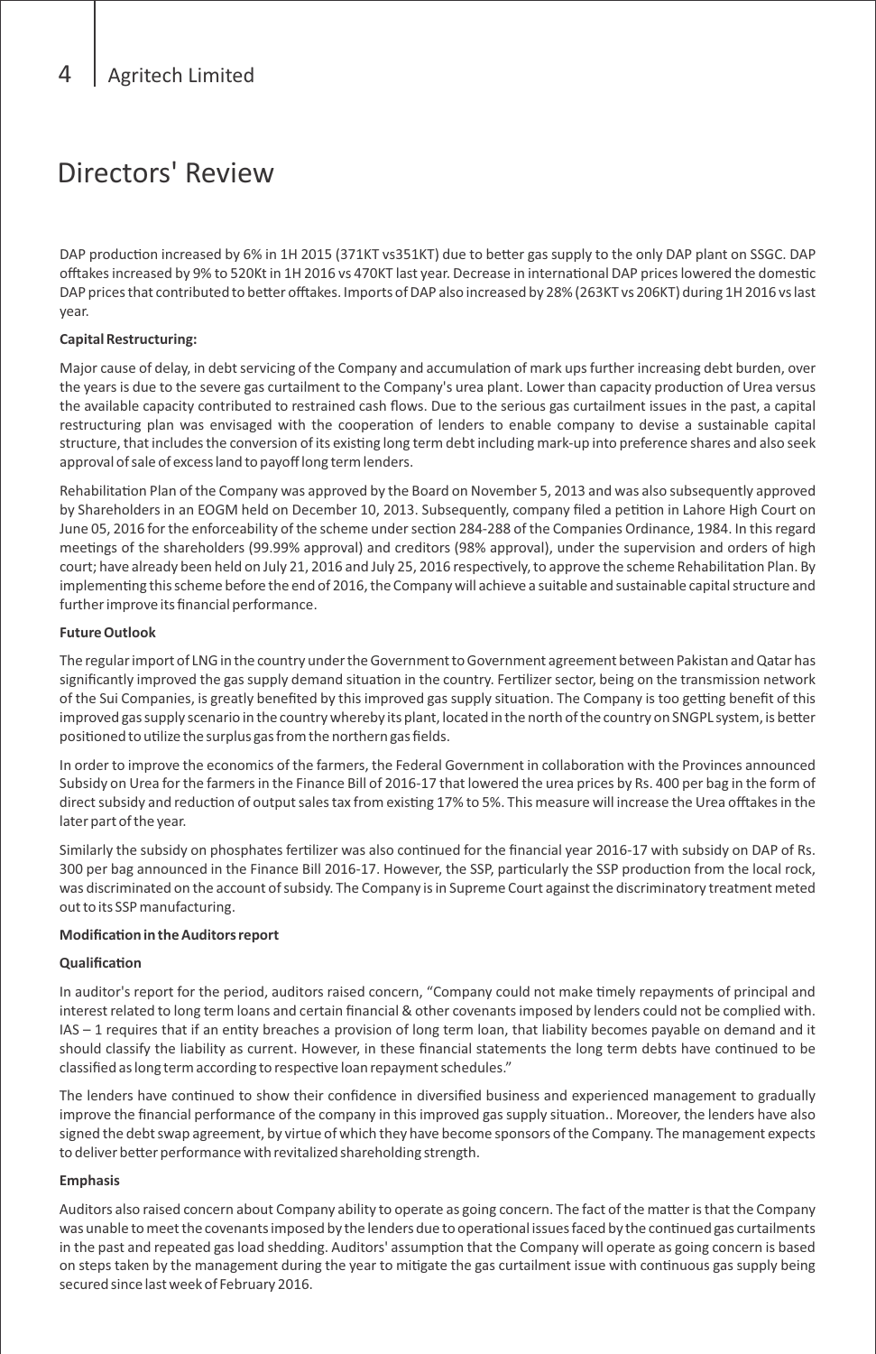# Directors' Review

DAP production increased by 6% in 1H 2015 (371KT vs351KT) due to better gas supply to the only DAP plant on SSGC. DAP offtakes increased by 9% to 520Kt in 1H 2016 vs 470KT last year. Decrease in international DAP prices lowered the domestic DAP prices that contributed to better offtakes. Imports of DAP also increased by 28% (263KT vs 206KT) during 1H 2016 vs last year.

**Capital Restructuring:**

Major cause of delay, in debt servicing of the Company and accumulation of mark ups further increasing debt burden, over the years is due to the severe gas curtailment to the Company's urea plant. Lower than capacity production of Urea versus the available capacity contributed to restrained cash flows. Due to the serious gas curtailment issues in the past, a capital restructuring plan was envisaged with the cooperation of lenders to enable company to devise a sustainable capital structure, that includes the conversion of its existing long term debt including mark-up into preference shares and also seek approval of sale of excess land to payoff long term lenders.

Rehabilitation Plan of the Company was approved by the Board on November 5, 2013 and was also subsequently approved by Shareholders in an EOGM held on December 10, 2013. Subsequently, company filed a petition in Lahore High Court on June 05, 2016 for the enforceability of the scheme under section 284-288 of the Companies Ordinance, 1984. In this regard meetings of the shareholders (99.99% approval) and creditors (98% approval), under the supervision and orders of high court; have already been held on July 21, 2016 and July 25, 2016 respectively, to approve the scheme Rehabilitation Plan. By implementing this scheme before the end of 2016, the Company will achieve a suitable and sustainable capital structure and further improve its financial performance.

**Future Outlook**

The regular import of LNG in the country under the Government to Government agreement between Pakistan and Qatar has significantly improved the gas supply demand situation in the country. Fertilizer sector, being on the transmission network of the Sui Companies, is greatly benefited by this improved gas supply situation. The Company is too getting benefit of this improved gas supply scenario in the country whereby its plant, located in the north of the country on SNGPL system, is better positioned to utilize the surplus gas from the northern gas fields.

In order to improve the economics of the farmers, the Federal Government in collaboration with the Provinces announced Subsidy on Urea for the farmers in the Finance Bill of 2016-17 that lowered the urea prices by Rs. 400 per bag in the form of direct subsidy and reduction of output sales tax from existing 17% to 5%. This measure will increase the Urea offtakes in the later part of the year.

Similarly the subsidy on phosphates fertilizer was also continued for the financial year 2016-17 with subsidy on DAP of Rs. 300 per bag announced in the Finance Bill 2016-17. However, the SSP, particularly the SSP production from the local rock, was discriminated on the account of subsidy. The Company is in Supreme Court against the discriminatory treatment meted out to its SSP manufacturing.

**Modification in the Auditors report**

**Qualification**

In auditor's report for the period, auditors raised concern, "Company could not make timely repayments of principal and interest related to long term loans and certain financial & other covenants imposed by lenders could not be complied with. IAS – 1 requires that if an entity breaches a provision of long term loan, that liability becomes payable on demand and it should classify the liability as current. However, in these financial statements the long term debts have continued to be classified as long term according to respective loan repayment schedules."

The lenders have continued to show their confidence in diversified business and experienced management to gradually improve the financial performance of the company in this improved gas supply situation.. Moreover, the lenders have also signed the debt swap agreement, by virtue of which they have become sponsors of the Company. The management expects to deliver better performance with revitalized shareholding strength.

**Emphasis**

Auditors also raised concern about Company ability to operate as going concern. The fact of the matter is that the Company was unable to meet the covenants imposed by the lenders due to operational issues faced by the continued gas curtailments in the past and repeated gas load shedding. Auditors' assumption that the Company will operate as going concern is based on steps taken by the management during the year to mitigate the gas curtailment issue with continuous gas supply being secured since last week of February 2016.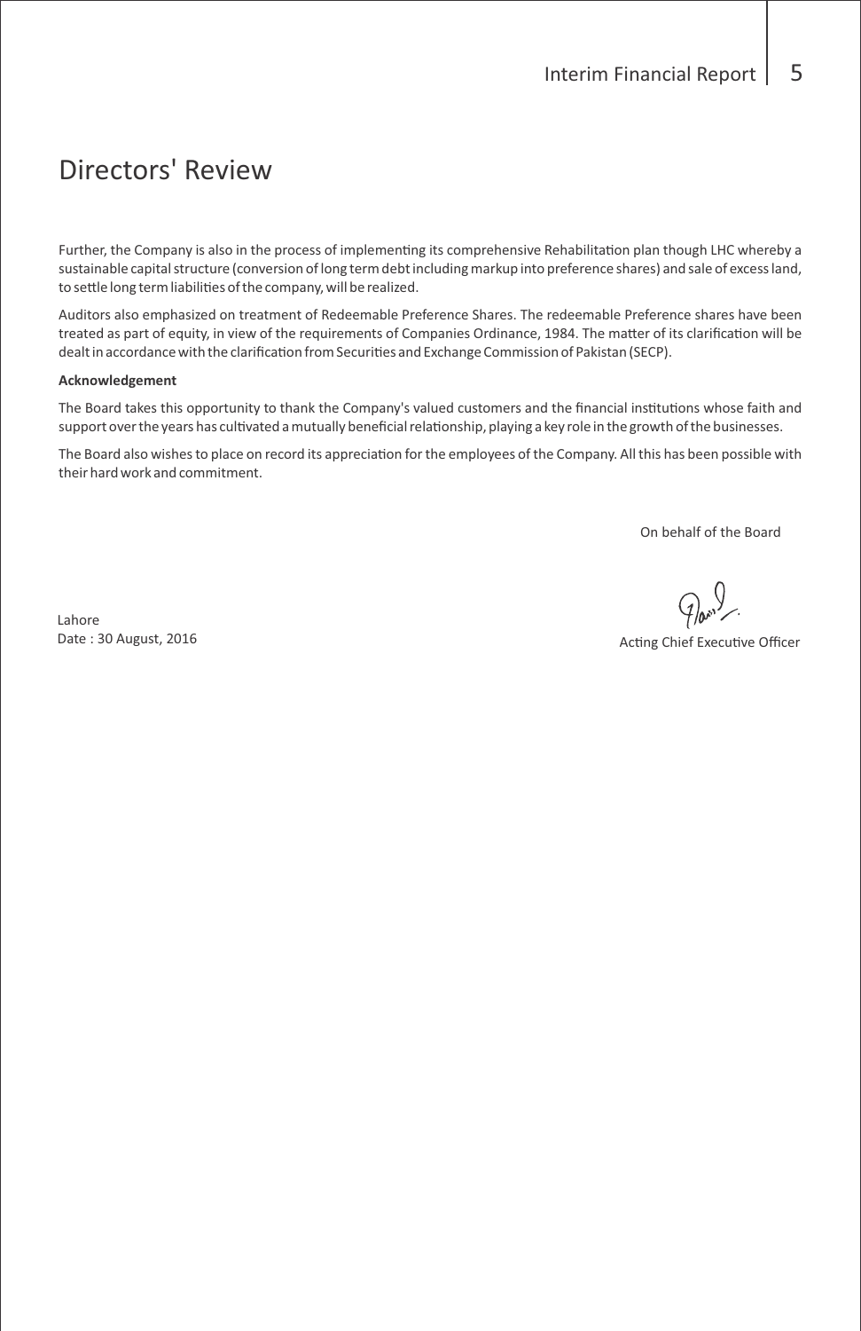# Directors' Review

Further, the Company is also in the process of implementing its comprehensive Rehabilitation plan though LHC whereby a sustainable capital structure (conversion of long term debt including markup into preference shares) and sale of excess land, to settle long term liabilities of the company, will be realized.

Auditors also emphasized on treatment of Redeemable Preference Shares. The redeemable Preference shares have been treated as part of equity, in view of the requirements of Companies Ordinance, 1984. The matter of its clarification will be dealt in accordance with the clarification from Securities and Exchange Commission of Pakistan (SECP).

**Acknowledgement**

The Board takes this opportunity to thank the Company's valued customers and the financial institutions whose faith and support over the years has cultivated a mutually beneficial relationship, playing a key role in the growth of the businesses.

The Board also wishes to place on record its appreciation for the employees of the Company. All this has been possible with their hard work and commitment.

On behalf of the Board

Lahore
Date : 30 August, 2016

Acting Chief Executive Officer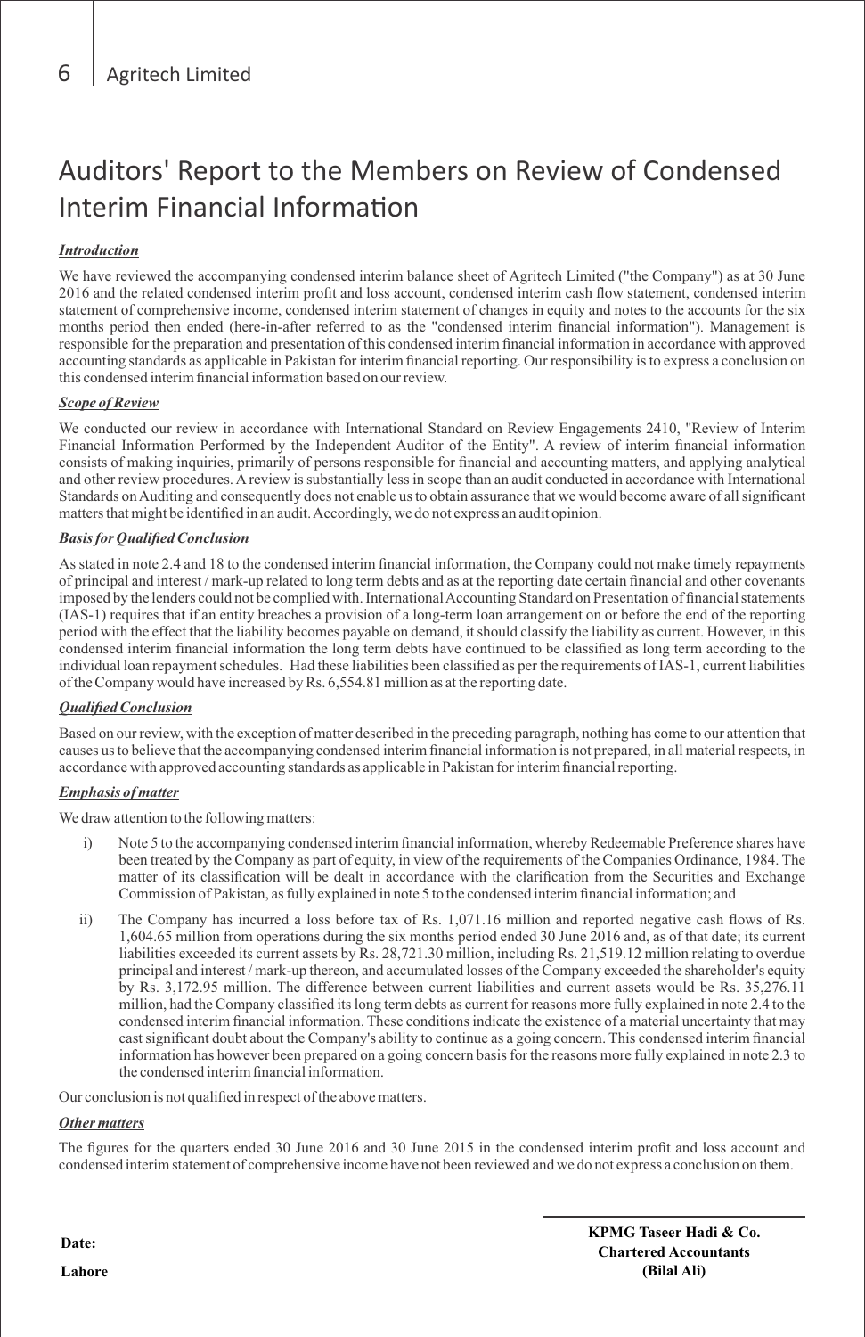# Auditors' Report to the Members on Review of Condensed Interim Financial Information

***Introduction***

We have reviewed the accompanying condensed interim balance sheet of Agritech Limited ("the Company") as at 30 June 2016 and the related condensed interim profit and loss account, condensed interim cash flow statement, condensed interim statement of comprehensive income, condensed interim statement of changes in equity and notes to the accounts for the six months period then ended (here-in-after referred to as the "condensed interim financial information"). Management is responsible for the preparation and presentation of this condensed interim financial information in accordance with approved accounting standards as applicable in Pakistan for interim financial reporting. Our responsibility is to express a conclusion on this condensed interim financial information based on our review.

***Scope of Review***

We conducted our review in accordance with International Standard on Review Engagements 2410, "Review of Interim Financial Information Performed by the Independent Auditor of the Entity". A review of interim financial information consists of making inquiries, primarily of persons responsible for financial and accounting matters, and applying analytical and other review procedures. A review is substantially less in scope than an audit conducted in accordance with International Standards on Auditing and consequently does not enable us to obtain assurance that we would become aware of all significant matters that might be identified in an audit. Accordingly, we do not express an audit opinion.

***Basis for Qualified Conclusion***

As stated in note 2.4 and 18 to the condensed interim financial information, the Company could not make timely repayments of principal and interest / mark-up related to long term debts and as at the reporting date certain financial and other covenants imposed by the lenders could not be complied with. International Accounting Standard on Presentation of financial statements (IAS-1) requires that if an entity breaches a provision of a long-term loan arrangement on or before the end of the reporting period with the effect that the liability becomes payable on demand, it should classify the liability as current. However, in this condensed interim financial information the long term debts have continued to be classified as long term according to the individual loan repayment schedules. Had these liabilities been classified as per the requirements of IAS-1, current liabilities of the Company would have increased by Rs. 6,554.81 million as at the reporting date.

***Qualified Conclusion***

Based on our review, with the exception of matter described in the preceding paragraph, nothing has come to our attention that causes us to believe that the accompanying condensed interim financial information is not prepared, in all material respects, in accordance with approved accounting standards as applicable in Pakistan for interim financial reporting.

***Emphasis of matter***

We draw attention to the following matters:

i) Note 5 to the accompanying condensed interim financial information, whereby Redeemable Preference shares have been treated by the Company as part of equity, in view of the requirements of the Companies Ordinance, 1984. The matter of its classification will be dealt in accordance with the clarification from the Securities and Exchange Commission of Pakistan, as fully explained in note 5 to the condensed interim financial information; and

ii) The Company has incurred a loss before tax of Rs. 1,071.16 million and reported negative cash flows of Rs. 1,604.65 million from operations during the six months period ended 30 June 2016 and, as of that date; its current liabilities exceeded its current assets by Rs. 28,721.30 million, including Rs. 21,519.12 million relating to overdue principal and interest / mark-up thereon, and accumulated losses of the Company exceeded the shareholder's equity by Rs. 3,172.95 million. The difference between current liabilities and current assets would be Rs. 35,276.11 million, had the Company classified its long term debts as current for reasons more fully explained in note 2.4 to the condensed interim financial information. These conditions indicate the existence of a material uncertainty that may cast significant doubt about the Company's ability to continue as a going concern. This condensed interim financial information has however been prepared on a going concern basis for the reasons more fully explained in note 2.3 to the condensed interim financial information.

Our conclusion is not qualified in respect of the above matters.

***Other matters***

The figures for the quarters ended 30 June 2016 and 30 June 2015 in the condensed interim profit and loss account and condensed interim statement of comprehensive income have not been reviewed and we do not express a conclusion on them.

**KPMG Taseer Hadi & Co.**
**Chartered Accountants**
**(Bilal Ali)**

**Date:**

**Lahore**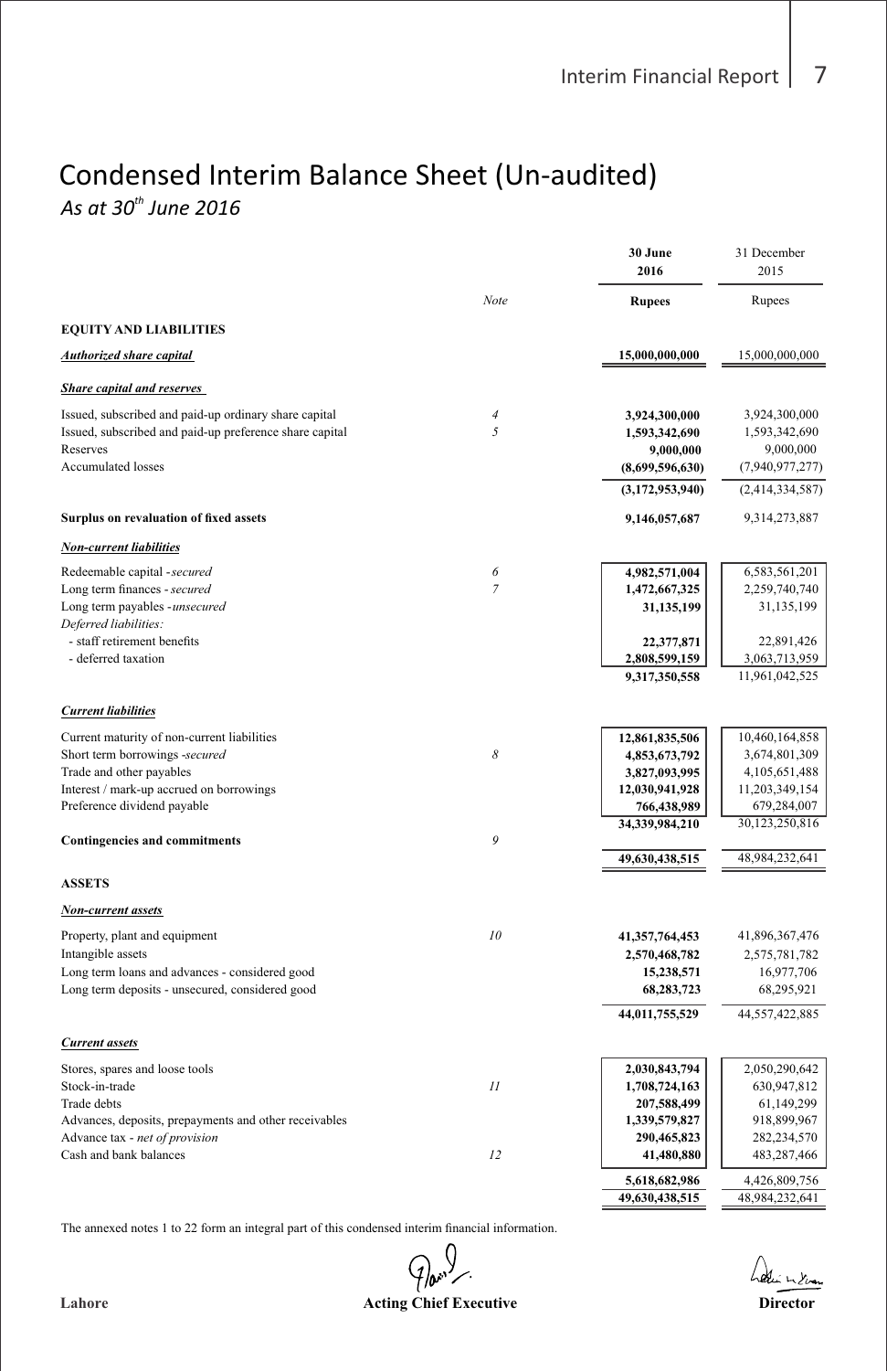# Condensed Interim Balance Sheet (Un-audited)

*As at 30th June 2016*

| | Note | 30 June 2016 | 31 December 2015 |
|---|---|---|---|
| | | **Rupees** | Rupees |
| **EQUITY AND LIABILITIES** | | | |
| ***Authorized share capital*** | | **15,000,000,000** | 15,000,000,000 |
| ***Share capital and reserves*** | | | |
| Issued, subscribed and paid-up ordinary share capital | *4* | **3,924,300,000** | 3,924,300,000 |
| Issued, subscribed and paid-up preference share capital | *5* | **1,593,342,690** | 1,593,342,690 |
| Reserves | | **9,000,000** | 9,000,000 |
| Accumulated losses | | **(8,699,596,630)** | (7,940,977,277) |
| | | **(3,172,953,940)** | (2,414,334,587) |
| **Surplus on revaluation of fixed assets** | | **9,146,057,687** | 9,314,273,887 |
| ***Non-current liabilities*** | | | |
| Redeemable capital - *secured* | *6* | **4,982,571,004** | 6,583,561,201 |
| Long term finances - *secured* | *7* | **1,472,667,325** | 2,259,740,740 |
| Long term payables - *unsecured* | | **31,135,199** | 31,135,199 |
| *Deferred liabilities:* | | | |
| - staff retirement benefits | | **22,377,871** | 22,891,426 |
| - deferred taxation | | **2,808,599,159** | 3,063,713,959 |
| | | **9,317,350,558** | 11,961,042,525 |
| ***Current liabilities*** | | | |
| Current maturity of non-current liabilities | | **12,861,835,506** | 10,460,164,858 |
| Short term borrowings - *secured* | *8* | **4,853,673,792** | 3,674,801,309 |
| Trade and other payables | | **3,827,093,995** | 4,105,651,488 |
| Interest / mark-up accrued on borrowings | | **12,030,941,928** | 11,203,349,154 |
| Preference dividend payable | | **766,438,989** | 679,284,007 |
| | | **34,339,984,210** | 30,123,250,816 |
| **Contingencies and commitments** | *9* | | |
| | | **49,630,438,515** | 48,984,232,641 |
| **ASSETS** | | | |
| ***Non-current assets*** | | | |
| Property, plant and equipment | *10* | **41,357,764,453** | 41,896,367,476 |
| Intangible assets | | **2,570,468,782** | 2,575,781,782 |
| Long term loans and advances - considered good | | **15,238,571** | 16,977,706 |
| Long term deposits - unsecured, considered good | | **68,283,723** | 68,295,921 |
| | | **44,011,755,529** | 44,557,422,885 |
| ***Current assets*** | | | |
| Stores, spares and loose tools | | **2,030,843,794** | 2,050,290,642 |
| Stock-in-trade | *11* | **1,708,724,163** | 630,947,812 |
| Trade debts | | **207,588,499** | 61,149,299 |
| Advances, deposits, prepayments and other receivables | | **1,339,579,827** | 918,899,967 |
| Advance tax - *net of provision* | | **290,465,823** | 282,234,570 |
| Cash and bank balances | *12* | **41,480,880** | 483,287,466 |
| | | **5,618,682,986** | 4,426,809,756 |
| | | **49,630,438,515** | 48,984,232,641 |

The annexed notes 1 to 22 form an integral part of this condensed interim financial information.

**Lahore** **Acting Chief Executive** **Director**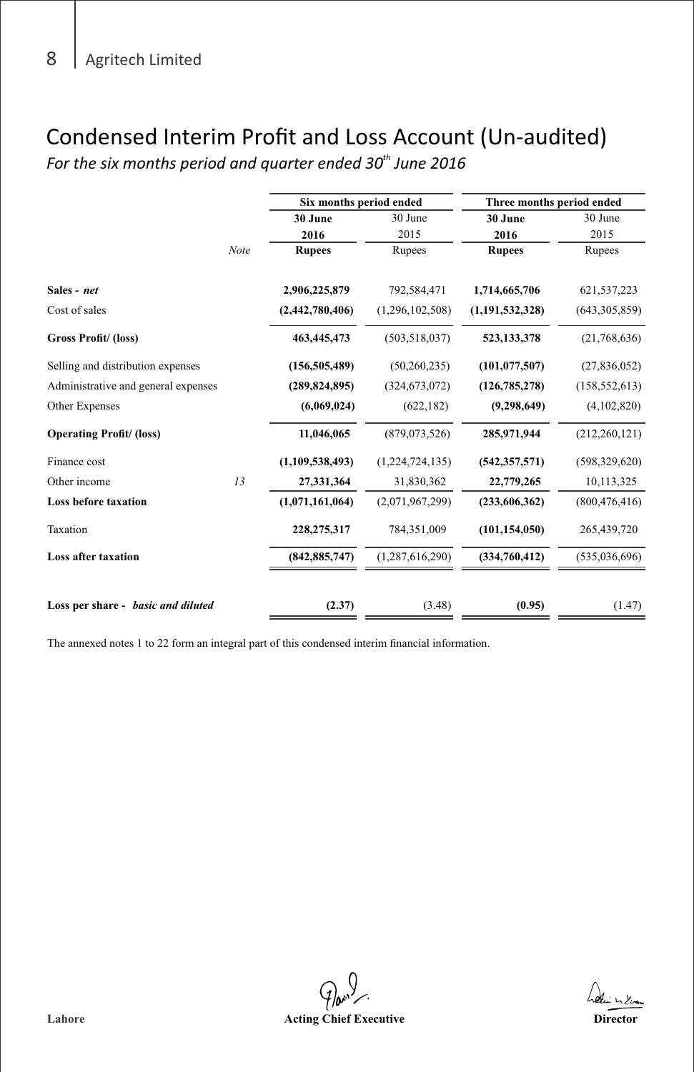# Condensed Interim Profit and Loss Account (Un-audited)

*For the six months period and quarter ended 30th June 2016*

| | Note | Six months period ended | | Three months period ended | |
|---|---|---|---|---|---|
| | | **30 June 2016** | 30 June 2015 | **30 June 2016** | 30 June 2015 |
| | | **Rupees** | Rupees | **Rupees** | Rupees |
| **Sales - *net*** | | **2,906,225,879** | 792,584,471 | **1,714,665,706** | 621,537,223 |
| Cost of sales | | **(2,442,780,406)** | (1,296,102,508) | **(1,191,532,328)** | (643,305,859) |
| **Gross Profit/ (loss)** | | **463,445,473** | (503,518,037) | **523,133,378** | (21,768,636) |
| Selling and distribution expenses | | **(156,505,489)** | (50,260,235) | **(101,077,507)** | (27,836,052) |
| Administrative and general expenses | | **(289,824,895)** | (324,673,072) | **(126,785,278)** | (158,552,613) |
| Other Expenses | | **(6,069,024)** | (622,182) | **(9,298,649)** | (4,102,820) |
| **Operating Profit/ (loss)** | | **11,046,065** | (879,073,526) | **285,971,944** | (212,260,121) |
| Finance cost | | **(1,109,538,493)** | (1,224,724,135) | **(542,357,571)** | (598,329,620) |
| Other income | *13* | **27,331,364** | 31,830,362 | **22,779,265** | 10,113,325 |
| **Loss before taxation** | | **(1,071,161,064)** | (2,071,967,299) | **(233,606,362)** | (800,476,416) |
| Taxation | | **228,275,317** | 784,351,009 | **(101,154,050)** | 265,439,720 |
| **Loss after taxation** | | **(842,885,747)** | (1,287,616,290) | **(334,760,412)** | (535,036,696) |
| **Loss per share - *basic and diluted*** | | **(2.37)** | (3.48) | **(0.95)** | (1.47) |

The annexed notes 1 to 22 form an integral part of this condensed interim financial information.

**Lahore** **Acting Chief Executive** **Director**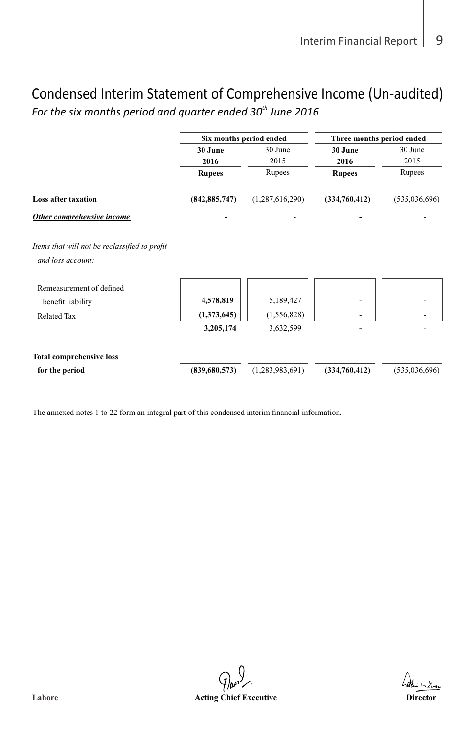# Condensed Interim Statement of Comprehensive Income (Un-audited)

*For the six months period and quarter ended 30th June 2016*

| | Six months period ended | | Three months period ended | |
|---|---|---|---|---|
| | **30 June 2016** | 30 June 2015 | **30 June 2016** | 30 June 2015 |
| | **Rupees** | Rupees | **Rupees** | Rupees |
| **Loss after taxation** | **(842,885,747)** | (1,287,616,290) | **(334,760,412)** | (535,036,696) |
| ***Other comprehensive income*** | **-** | - | **-** | - |
| *Items that will not be reclassified to profit and loss account:* | | | | |
| Remeasurement of defined benefit liability | **4,578,819** | 5,189,427 | - | - |
| Related Tax | **(1,373,645)** | (1,556,828) | - | - |
| | **3,205,174** | 3,632,599 | **-** | - |
| **Total comprehensive loss for the period** | **(839,680,573)** | (1,283,983,691) | **(334,760,412)** | (535,036,696) |

The annexed notes 1 to 22 form an integral part of this condensed interim financial information.

**Lahore** **Acting Chief Executive** **Director**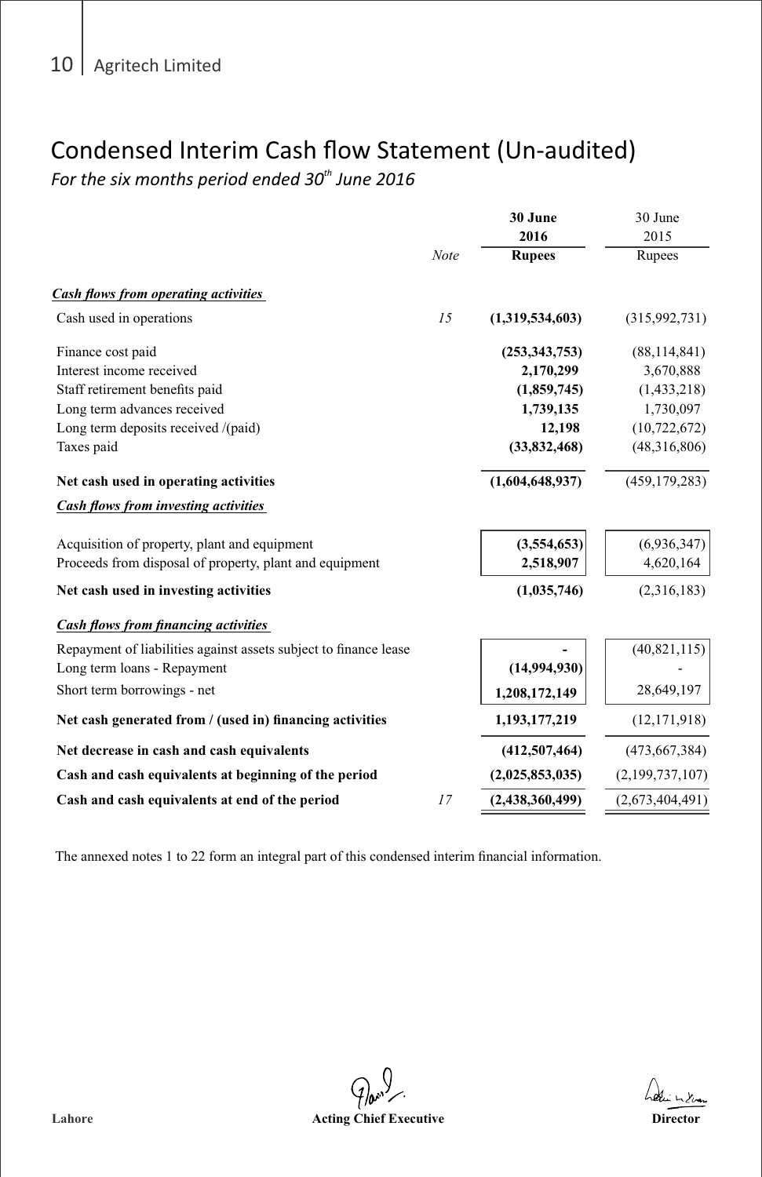# Condensed Interim Cash flow Statement (Un-audited)

*For the six months period ended 30th June 2016*

| | Note | 30 June 2016 Rupees | 30 June 2015 Rupees |
|---|---|---|---|
| ***Cash flows from operating activities*** | | | |
| Cash used in operations | 15 | **(1,319,534,603)** | (315,992,731) |
| Finance cost paid | | **(253,343,753)** | (88,114,841) |
| Interest income received | | **2,170,299** | 3,670,888 |
| Staff retirement benefits paid | | **(1,859,745)** | (1,433,218) |
| Long term advances received | | **1,739,135** | 1,730,097 |
| Long term deposits received /(paid) | | **12,198** | (10,722,672) |
| Taxes paid | | **(33,832,468)** | (48,316,806) |
| **Net cash used in operating activities** | | **(1,604,648,937)** | (459,179,283) |
| ***Cash flows from investing activities*** | | | |
| Acquisition of property, plant and equipment | | **(3,554,653)** | (6,936,347) |
| Proceeds from disposal of property, plant and equipment | | **2,518,907** | 4,620,164 |
| **Net cash used in investing activities** | | **(1,035,746)** | (2,316,183) |
| ***Cash flows from financing activities*** | | | |
| Repayment of liabilities against assets subject to finance lease | | **-** | (40,821,115) |
| Long term loans - Repayment | | **(14,994,930)** | - |
| Short term borrowings - net | | **1,208,172,149** | 28,649,197 |
| **Net cash generated from / (used in) financing activities** | | **1,193,177,219** | (12,171,918) |
| **Net decrease in cash and cash equivalents** | | **(412,507,464)** | (473,667,384) |
| **Cash and cash equivalents at beginning of the period** | | **(2,025,853,035)** | (2,199,737,107) |
| **Cash and cash equivalents at end of the period** | 17 | **(2,438,360,499)** | (2,673,404,491) |

The annexed notes 1 to 22 form an integral part of this condensed interim financial information.

**Lahore** | **Acting Chief Executive** | **Director**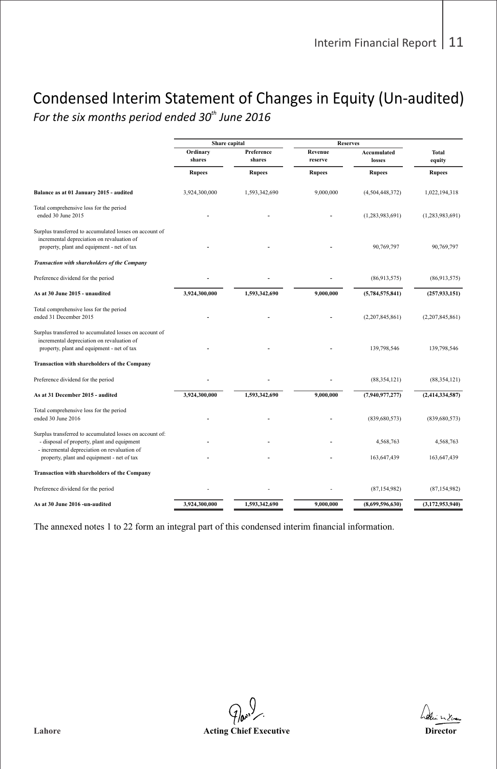# Condensed Interim Statement of Changes in Equity (Un-audited)

*For the six months period ended 30th June 2016*

| | Share capital | | Reserves | | |
|---|---|---|---|---|---|
| | Ordinary shares | Preference shares | Revenue reserve | Accumulated losses | Total equity |
| | Rupees | Rupees | Rupees | Rupees | Rupees |
| **Balance as at 01 January 2015 - audited** | 3,924,300,000 | 1,593,342,690 | 9,000,000 | (4,504,448,372) | 1,022,194,318 |
| Total comprehensive loss for the period ended 30 June 2015 | - | - | - | (1,283,983,691) | (1,283,983,691) |
| Surplus transferred to accumulated losses on account of incremental depreciation on revaluation of property, plant and equipment - net of tax | - | - | - | 90,769,797 | 90,769,797 |
| ***Transaction with shareholders of the Company*** | | | | | |
| Preference dividend for the period | - | - | - | (86,913,575) | (86,913,575) |
| **As at 30 June 2015 - unaudited** | **3,924,300,000** | **1,593,342,690** | **9,000,000** | **(5,784,575,841)** | **(257,933,151)** |
| Total comprehensive loss for the period ended 31 December 2015 | - | - | - | (2,207,845,861) | (2,207,845,861) |
| Surplus transferred to accumulated losses on account of incremental depreciation on revaluation of property, plant and equipment - net of tax | - | - | - | 139,798,546 | 139,798,546 |
| **Transaction with shareholders of the Company** | | | | | |
| Preference dividend for the period | - | - | - | (88,354,121) | (88,354,121) |
| **As at 31 December 2015 - audited** | **3,924,300,000** | **1,593,342,690** | **9,000,000** | **(7,940,977,277)** | **(2,414,334,587)** |
| Total comprehensive loss for the period ended 30 June 2016 | - | - | - | (839,680,573) | (839,680,573) |
| Surplus transferred to accumulated losses on account of: - disposal of property, plant and equipment | - | - | - | 4,568,763 | 4,568,763 |
| - incremental depreciation on revaluation of property, plant and equipment - net of tax | - | - | - | 163,647,439 | 163,647,439 |
| **Transaction with shareholders of the Company** | | | | | |
| Preference dividend for the period | - | - | - | (87,154,982) | (87,154,982) |
| **As at 30 June 2016 -un-audited** | **3,924,300,000** | **1,593,342,690** | **9,000,000** | **(8,699,596,630)** | **(3,172,953,940)** |

The annexed notes 1 to 22 form an integral part of this condensed interim financial information.

**Lahore** **Acting Chief Executive** **Director**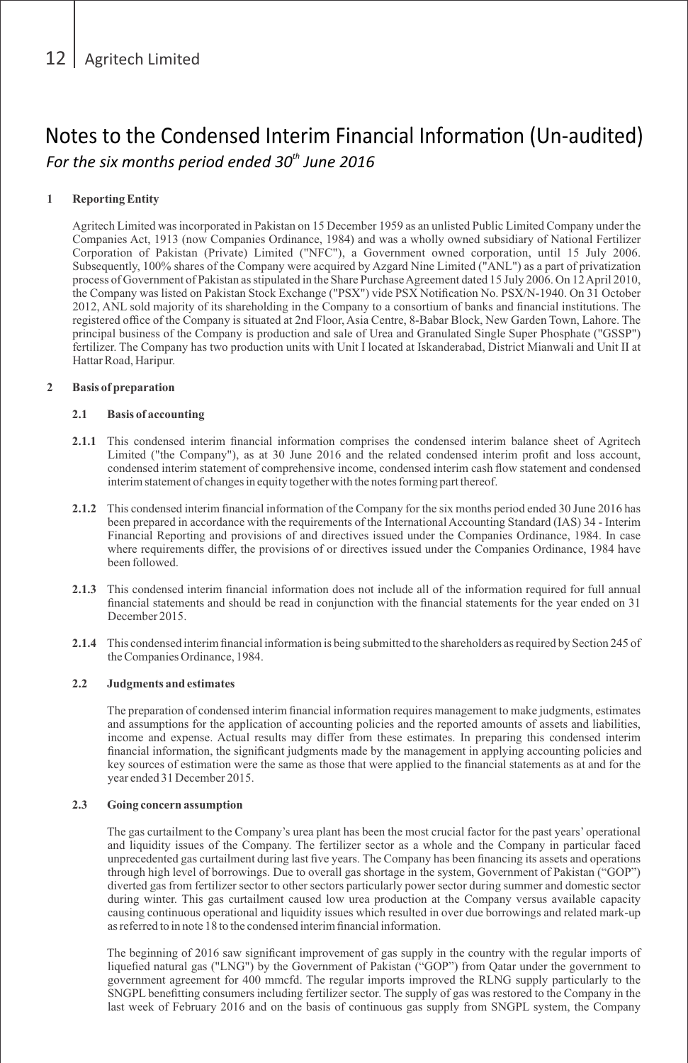# Notes to the Condensed Interim Financial Information (Un-audited)

*For the six months period ended 30th June 2016*

## 1 Reporting Entity

Agritech Limited was incorporated in Pakistan on 15 December 1959 as an unlisted Public Limited Company under the Companies Act, 1913 (now Companies Ordinance, 1984) and was a wholly owned subsidiary of National Fertilizer Corporation of Pakistan (Private) Limited ("NFC"), a Government owned corporation, until 15 July 2006. Subsequently, 100% shares of the Company were acquired by Azgard Nine Limited ("ANL") as a part of privatization process of Government of Pakistan as stipulated in the Share Purchase Agreement dated 15 July 2006. On 12 April 2010, the Company was listed on Pakistan Stock Exchange ("PSX") vide PSX Notification No. PSX/N-1940. On 31 October 2012, ANL sold majority of its shareholding in the Company to a consortium of banks and financial institutions. The registered office of the Company is situated at 2nd Floor, Asia Centre, 8-Babar Block, New Garden Town, Lahore. The principal business of the Company is production and sale of Urea and Granulated Single Super Phosphate ("GSSP") fertilizer. The Company has two production units with Unit I located at Iskanderabad, District Mianwali and Unit II at Hattar Road, Haripur.

## 2 Basis of preparation

### 2.1 Basis of accounting

**2.1.1** This condensed interim financial information comprises the condensed interim balance sheet of Agritech Limited ("the Company"), as at 30 June 2016 and the related condensed interim profit and loss account, condensed interim statement of comprehensive income, condensed interim cash flow statement and condensed interim statement of changes in equity together with the notes forming part thereof.

**2.1.2** This condensed interim financial information of the Company for the six months period ended 30 June 2016 has been prepared in accordance with the requirements of the International Accounting Standard (IAS) 34 - Interim Financial Reporting and provisions of and directives issued under the Companies Ordinance, 1984. In case where requirements differ, the provisions of or directives issued under the Companies Ordinance, 1984 have been followed.

**2.1.3** This condensed interim financial information does not include all of the information required for full annual financial statements and should be read in conjunction with the financial statements for the year ended on 31 December 2015.

**2.1.4** This condensed interim financial information is being submitted to the shareholders as required by Section 245 of the Companies Ordinance, 1984.

### 2.2 Judgments and estimates

The preparation of condensed interim financial information requires management to make judgments, estimates and assumptions for the application of accounting policies and the reported amounts of assets and liabilities, income and expense. Actual results may differ from these estimates. In preparing this condensed interim financial information, the significant judgments made by the management in applying accounting policies and key sources of estimation were the same as those that were applied to the financial statements as at and for the year ended 31 December 2015.

### 2.3 Going concern assumption

The gas curtailment to the Company's urea plant has been the most crucial factor for the past years' operational and liquidity issues of the Company. The fertilizer sector as a whole and the Company in particular faced unprecedented gas curtailment during last five years. The Company has been financing its assets and operations through high level of borrowings. Due to overall gas shortage in the system, Government of Pakistan ("GOP") diverted gas from fertilizer sector to other sectors particularly power sector during summer and domestic sector during winter. This gas curtailment caused low urea production at the Company versus available capacity causing continuous operational and liquidity issues which resulted in over due borrowings and related mark-up as referred to in note 18 to the condensed interim financial information.

The beginning of 2016 saw significant improvement of gas supply in the country with the regular imports of liquefied natural gas ("LNG") by the Government of Pakistan ("GOP") from Qatar under the government to government agreement for 400 mmcfd. The regular imports improved the RLNG supply particularly to the SNGPL benefitting consumers including fertilizer sector. The supply of gas was restored to the Company in the last week of February 2016 and on the basis of continuous gas supply from SNGPL system, the Company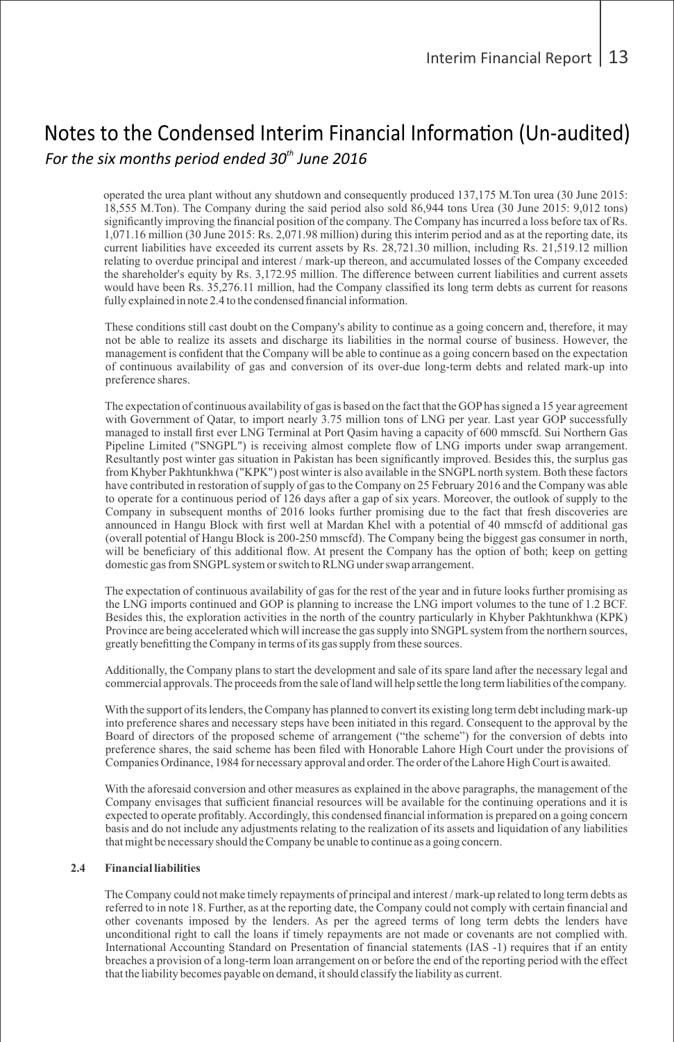# Notes to the Condensed Interim Financial Information (Un-audited)

*For the six months period ended 30th June 2016*

operated the urea plant without any shutdown and consequently produced 137,175 M.Ton urea (30 June 2015: 18,555 M.Ton). The Company during the said period also sold 86,944 tons Urea (30 June 2015: 9,012 tons) significantly improving the financial position of the company. The Company has incurred a loss before tax of Rs. 1,071.16 million (30 June 2015: Rs. 2,071.98 million) during this interim period and as at the reporting date, its current liabilities have exceeded its current assets by Rs. 28,721.30 million, including Rs. 21,519.12 million relating to overdue principal and interest / mark-up thereon, and accumulated losses of the Company exceeded the shareholder's equity by Rs. 3,172.95 million. The difference between current liabilities and current assets would have been Rs. 35,276.11 million, had the Company classified its long term debts as current for reasons fully explained in note 2.4 to the condensed financial information.

These conditions still cast doubt on the Company's ability to continue as a going concern and, therefore, it may not be able to realize its assets and discharge its liabilities in the normal course of business. However, the management is confident that the Company will be able to continue as a going concern based on the expectation of continuous availability of gas and conversion of its over-due long-term debts and related mark-up into preference shares.

The expectation of continuous availability of gas is based on the fact that the GOP has signed a 15 year agreement with Government of Qatar, to import nearly 3.75 million tons of LNG per year. Last year GOP successfully managed to install first ever LNG Terminal at Port Qasim having a capacity of 600 mmscfd. Sui Northern Gas Pipeline Limited ("SNGPL") is receiving almost complete flow of LNG imports under swap arrangement. Resultantly post winter gas situation in Pakistan has been significantly improved. Besides this, the surplus gas from Khyber Pakhtunkhwa ("KPK") post winter is also available in the SNGPL north system. Both these factors have contributed in restoration of supply of gas to the Company on 25 February 2016 and the Company was able to operate for a continuous period of 126 days after a gap of six years. Moreover, the outlook of supply to the Company in subsequent months of 2016 looks further promising due to the fact that fresh discoveries are announced in Hangu Block with first well at Mardan Khel with a potential of 40 mmscfd of additional gas (overall potential of Hangu Block is 200-250 mmscfd). The Company being the biggest gas consumer in north, will be beneficiary of this additional flow. At present the Company has the option of both; keep on getting domestic gas from SNGPL system or switch to RLNG under swap arrangement.

The expectation of continuous availability of gas for the rest of the year and in future looks further promising as the LNG imports continued and GOP is planning to increase the LNG import volumes to the tune of 1.2 BCF. Besides this, the exploration activities in the north of the country particularly in Khyber Pakhtunkhwa (KPK) Province are being accelerated which will increase the gas supply into SNGPL system from the northern sources, greatly benefitting the Company in terms of its gas supply from these sources.

Additionally, the Company plans to start the development and sale of its spare land after the necessary legal and commercial approvals. The proceeds from the sale of land will help settle the long term liabilities of the company.

With the support of its lenders, the Company has planned to convert its existing long term debt including mark-up into preference shares and necessary steps have been initiated in this regard. Consequent to the approval by the Board of directors of the proposed scheme of arrangement ("the scheme") for the conversion of debts into preference shares, the said scheme has been filed with Honorable Lahore High Court under the provisions of Companies Ordinance, 1984 for necessary approval and order. The order of the Lahore High Court is awaited.

With the aforesaid conversion and other measures as explained in the above paragraphs, the management of the Company envisages that sufficient financial resources will be available for the continuing operations and it is expected to operate profitably. Accordingly, this condensed financial information is prepared on a going concern basis and do not include any adjustments relating to the realization of its assets and liquidation of any liabilities that might be necessary should the Company be unable to continue as a going concern.

**2.4 Financial liabilities**

The Company could not make timely repayments of principal and interest / mark-up related to long term debts as referred to in note 18. Further, as at the reporting date, the Company could not comply with certain financial and other covenants imposed by the lenders. As per the agreed terms of long term debts the lenders have unconditional right to call the loans if timely repayments are not made or covenants are not complied with. International Accounting Standard on Presentation of financial statements (IAS -1) requires that if an entity breaches a provision of a long-term loan arrangement on or before the end of the reporting period with the effect that the liability becomes payable on demand, it should classify the liability as current.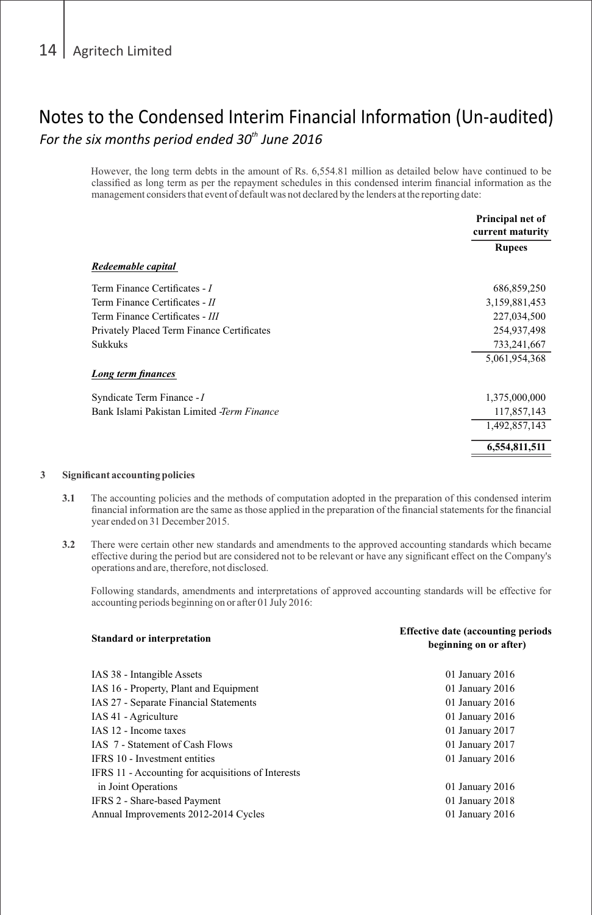# Notes to the Condensed Interim Financial Information (Un-audited)

*For the six months period ended 30th June 2016*

However, the long term debts in the amount of Rs. 6,554.81 million as detailed below have continued to be classified as long term as per the repayment schedules in this condensed interim financial information as the management considers that event of default was not declared by the lenders at the reporting date:

| | Principal net of current maturity |
|---|---|
| | **Rupees** |
| ***Redeemable capital*** | |
| Term Finance Certificates - *I* | 686,859,250 |
| Term Finance Certificates - *II* | 3,159,881,453 |
| Term Finance Certificates - *III* | 227,034,500 |
| Privately Placed Term Finance Certificates | 254,937,498 |
| Sukkuks | 733,241,667 |
| | 5,061,954,368 |
| ***Long term finances*** | |
| Syndicate Term Finance - *I* | 1,375,000,000 |
| Bank Islami Pakistan Limited -*Term Finance* | 117,857,143 |
| | 1,492,857,143 |
| | **6,554,811,511** |

**3 Significant accounting policies**

**3.1** The accounting policies and the methods of computation adopted in the preparation of this condensed interim financial information are the same as those applied in the preparation of the financial statements for the financial year ended on 31 December 2015.

**3.2** There were certain other new standards and amendments to the approved accounting standards which became effective during the period but are considered not to be relevant or have any significant effect on the Company's operations and are, therefore, not disclosed.

Following standards, amendments and interpretations of approved accounting standards will be effective for accounting periods beginning on or after 01 July 2016:

| Standard or interpretation | Effective date (accounting periods beginning on or after) |
|---|---|
| IAS 38 - Intangible Assets | 01 January 2016 |
| IAS 16 - Property, Plant and Equipment | 01 January 2016 |
| IAS 27 - Separate Financial Statements | 01 January 2016 |
| IAS 41 - Agriculture | 01 January 2016 |
| IAS 12 - Income taxes | 01 January 2017 |
| IAS 7 - Statement of Cash Flows | 01 January 2017 |
| IFRS 10 - Investment entities | 01 January 2016 |
| IFRS 11 - Accounting for acquisitions of Interests in Joint Operations | 01 January 2016 |
| IFRS 2 - Share-based Payment | 01 January 2018 |
| Annual Improvements 2012-2014 Cycles | 01 January 2016 |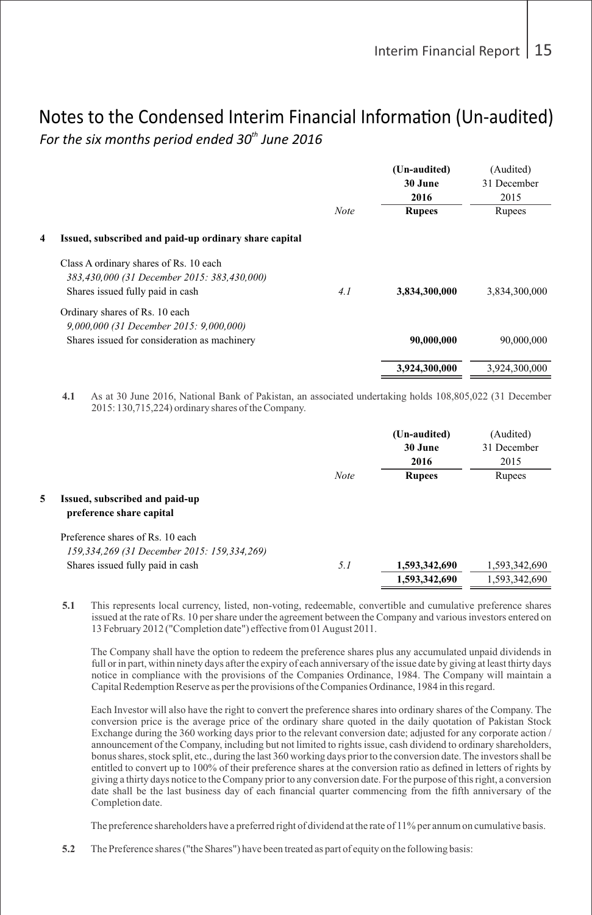# Notes to the Condensed Interim Financial Information (Un-audited)

*For the six months period ended 30th June 2016*

| | Note | (Un-audited) 30 June 2016 Rupees | (Audited) 31 December 2015 Rupees |
|---|---|---|---|
| **4 Issued, subscribed and paid-up ordinary share capital** | | | |
| Class A ordinary shares of Rs. 10 each | | | |
| *383,430,000 (31 December 2015: 383,430,000)* | | | |
| Shares issued fully paid in cash | *4.1* | **3,834,300,000** | 3,834,300,000 |
| Ordinary shares of Rs. 10 each | | | |
| *9,000,000 (31 December 2015: 9,000,000)* | | | |
| Shares issued for consideration as machinery | | **90,000,000** | 90,000,000 |
| | | **3,924,300,000** | 3,924,300,000 |

**4.1** As at 30 June 2016, National Bank of Pakistan, an associated undertaking holds 108,805,022 (31 December 2015: 130,715,224) ordinary shares of the Company.

| | Note | (Un-audited) 30 June 2016 Rupees | (Audited) 31 December 2015 Rupees |
|---|---|---|---|
| **5 Issued, subscribed and paid-up preference share capital** | | | |
| Preference shares of Rs. 10 each | | | |
| *159,334,269 (31 December 2015: 159,334,269)* | | | |
| Shares issued fully paid in cash | *5.1* | **1,593,342,690** | 1,593,342,690 |
| | | **1,593,342,690** | 1,593,342,690 |

**5.1** This represents local currency, listed, non-voting, redeemable, convertible and cumulative preference shares issued at the rate of Rs. 10 per share under the agreement between the Company and various investors entered on 13 February 2012 ("Completion date") effective from 01 August 2011.

The Company shall have the option to redeem the preference shares plus any accumulated unpaid dividends in full or in part, within ninety days after the expiry of each anniversary of the issue date by giving at least thirty days notice in compliance with the provisions of the Companies Ordinance, 1984. The Company will maintain a Capital Redemption Reserve as per the provisions of the Companies Ordinance, 1984 in this regard.

Each Investor will also have the right to convert the preference shares into ordinary shares of the Company. The conversion price is the average price of the ordinary share quoted in the daily quotation of Pakistan Stock Exchange during the 360 working days prior to the relevant conversion date; adjusted for any corporate action / announcement of the Company, including but not limited to rights issue, cash dividend to ordinary shareholders, bonus shares, stock split, etc., during the last 360 working days prior to the conversion date. The investors shall be entitled to convert up to 100% of their preference shares at the conversion ratio as defined in letters of rights by giving a thirty days notice to the Company prior to any conversion date. For the purpose of this right, a conversion date shall be the last business day of each financial quarter commencing from the fifth anniversary of the Completion date.

The preference shareholders have a preferred right of dividend at the rate of 11% per annum on cumulative basis.

**5.2** The Preference shares ("the Shares") have been treated as part of equity on the following basis: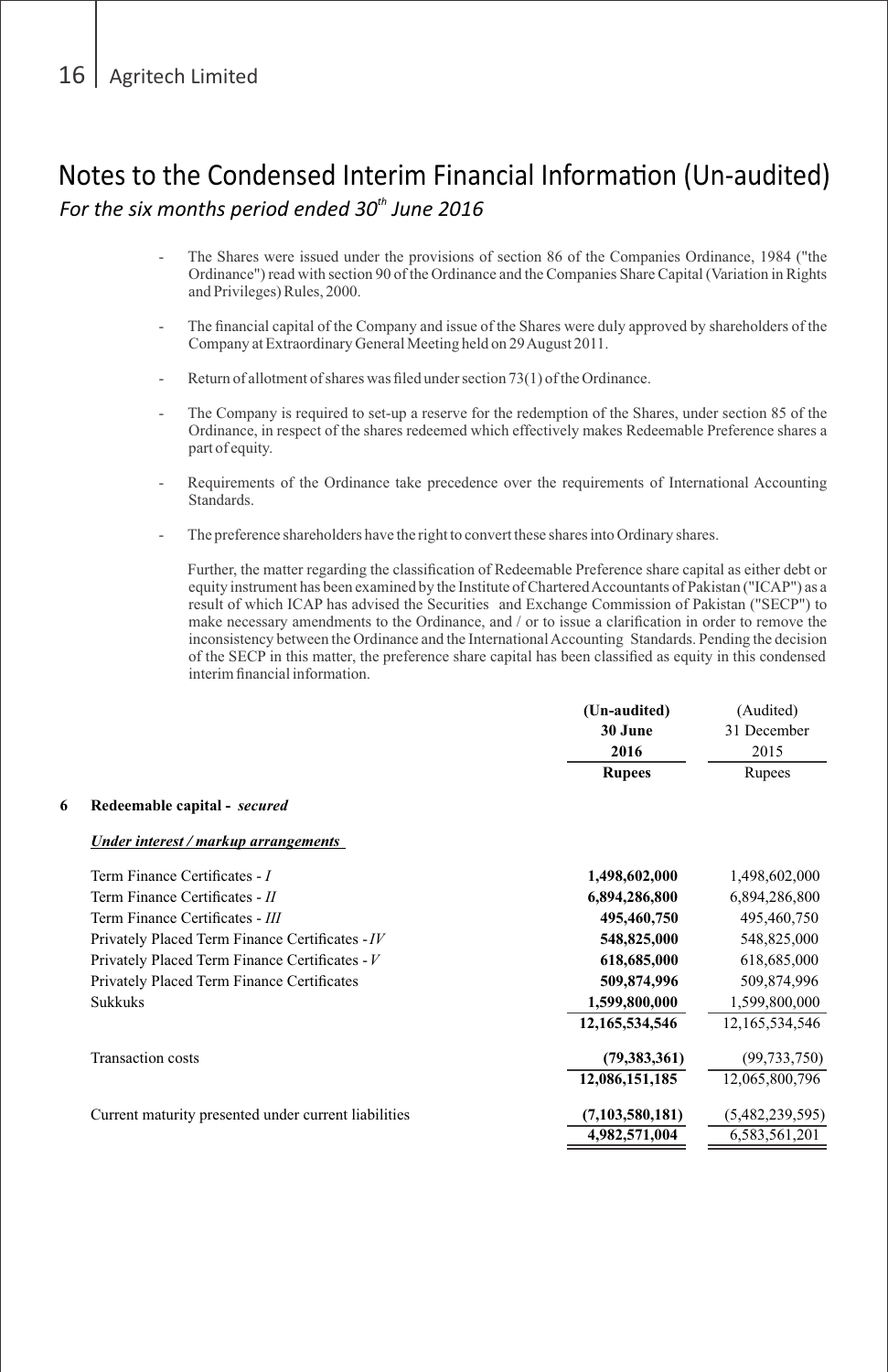# Notes to the Condensed Interim Financial Information (Un-audited)

*For the six months period ended 30th June 2016*

- The Shares were issued under the provisions of section 86 of the Companies Ordinance, 1984 ("the Ordinance") read with section 90 of the Ordinance and the Companies Share Capital (Variation in Rights and Privileges) Rules, 2000.
- The financial capital of the Company and issue of the Shares were duly approved by shareholders of the Company at Extraordinary General Meeting held on 29 August 2011.
- Return of allotment of shares was filed under section 73(1) of the Ordinance.
- The Company is required to set-up a reserve for the redemption of the Shares, under section 85 of the Ordinance, in respect of the shares redeemed which effectively makes Redeemable Preference shares a part of equity.
- Requirements of the Ordinance take precedence over the requirements of International Accounting Standards.
- The preference shareholders have the right to convert these shares into Ordinary shares.

Further, the matter regarding the classification of Redeemable Preference share capital as either debt or equity instrument has been examined by the Institute of Chartered Accountants of Pakistan ("ICAP") as a result of which ICAP has advised the Securities and Exchange Commission of Pakistan ("SECP") to make necessary amendments to the Ordinance, and / or to issue a clarification in order to remove the inconsistency between the Ordinance and the International Accounting Standards. Pending the decision of the SECP in this matter, the preference share capital has been classified as equity in this condensed interim financial information.

| | (Un-audited) 30 June 2016 Rupees | (Audited) 31 December 2015 Rupees |
|---|---|---|
| **6 Redeemable capital - *secured*** | | |
| ***Under interest / markup arrangements*** | | |
| Term Finance Certificates - *I* | **1,498,602,000** | 1,498,602,000 |
| Term Finance Certificates - *II* | **6,894,286,800** | 6,894,286,800 |
| Term Finance Certificates - *III* | **495,460,750** | 495,460,750 |
| Privately Placed Term Finance Certificates - *IV* | **548,825,000** | 548,825,000 |
| Privately Placed Term Finance Certificates - *V* | **618,685,000** | 618,685,000 |
| Privately Placed Term Finance Certificates | **509,874,996** | 509,874,996 |
| Sukkuks | **1,599,800,000** | 1,599,800,000 |
| | **12,165,534,546** | 12,165,534,546 |
| Transaction costs | **(79,383,361)** | (99,733,750) |
| | **12,086,151,185** | 12,065,800,796 |
| Current maturity presented under current liabilities | **(7,103,580,181)** | (5,482,239,595) |
| | **4,982,571,004** | 6,583,561,201 |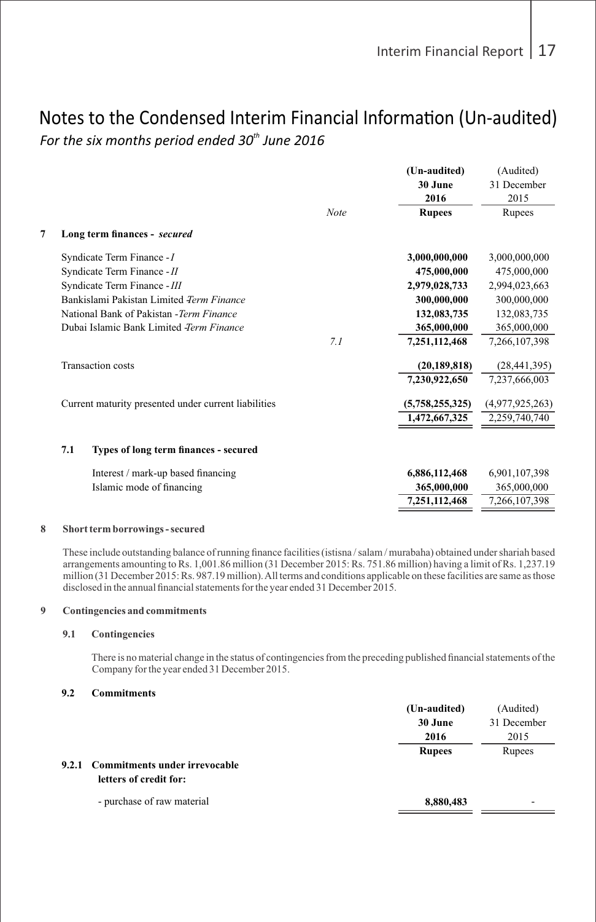# Notes to the Condensed Interim Financial Information (Un-audited)

*For the six months period ended 30th June 2016*

| | Note | (Un-audited) 30 June 2016 Rupees | (Audited) 31 December 2015 Rupees |
|---|---|---|---|
| **7 Long term finances - *secured*** | | | |
| Syndicate Term Finance - *I* | | **3,000,000,000** | 3,000,000,000 |
| Syndicate Term Finance - *II* | | **475,000,000** | 475,000,000 |
| Syndicate Term Finance - *III* | | **2,979,028,733** | 2,994,023,663 |
| Bankislami Pakistan Limited -*Term Finance* | | **300,000,000** | 300,000,000 |
| National Bank of Pakistan -*Term Finance* | | **132,083,735** | 132,083,735 |
| Dubai Islamic Bank Limited -*Term Finance* | | **365,000,000** | 365,000,000 |
| | *7.1* | **7,251,112,468** | 7,266,107,398 |
| Transaction costs | | **(20,189,818)** | (28,441,395) |
| | | **7,230,922,650** | 7,237,666,003 |
| Current maturity presented under current liabilities | | **(5,758,255,325)** | (4,977,925,263) |
| | | **1,472,667,325** | 2,259,740,740 |

**7.1 Types of long term finances - secured**

| | (Un-audited) 30 June 2016 Rupees | (Audited) 31 December 2015 Rupees |
|---|---|---|
| Interest / mark-up based financing | **6,886,112,468** | 6,901,107,398 |
| Islamic mode of financing | **365,000,000** | 365,000,000 |
| | **7,251,112,468** | 7,266,107,398 |

**8 Short term borrowings - secured**

These include outstanding balance of running finance facilities (istisna / salam / murabaha) obtained under shariah based arrangements amounting to Rs. 1,001.86 million (31 December 2015: Rs. 751.86 million) having a limit of Rs. 1,237.19 million (31 December 2015: Rs. 987.19 million). All terms and conditions applicable on these facilities are same as those disclosed in the annual financial statements for the year ended 31 December 2015.

**9 Contingencies and commitments**

**9.1 Contingencies**

There is no material change in the status of contingencies from the preceding published financial statements of the Company for the year ended 31 December 2015.

**9.2 Commitments**

| | (Un-audited) 30 June 2016 Rupees | (Audited) 31 December 2015 Rupees |
|---|---|---|
| **9.2.1 Commitments under irrevocable letters of credit for:** | | |
| - purchase of raw material | **8,880,483** | - |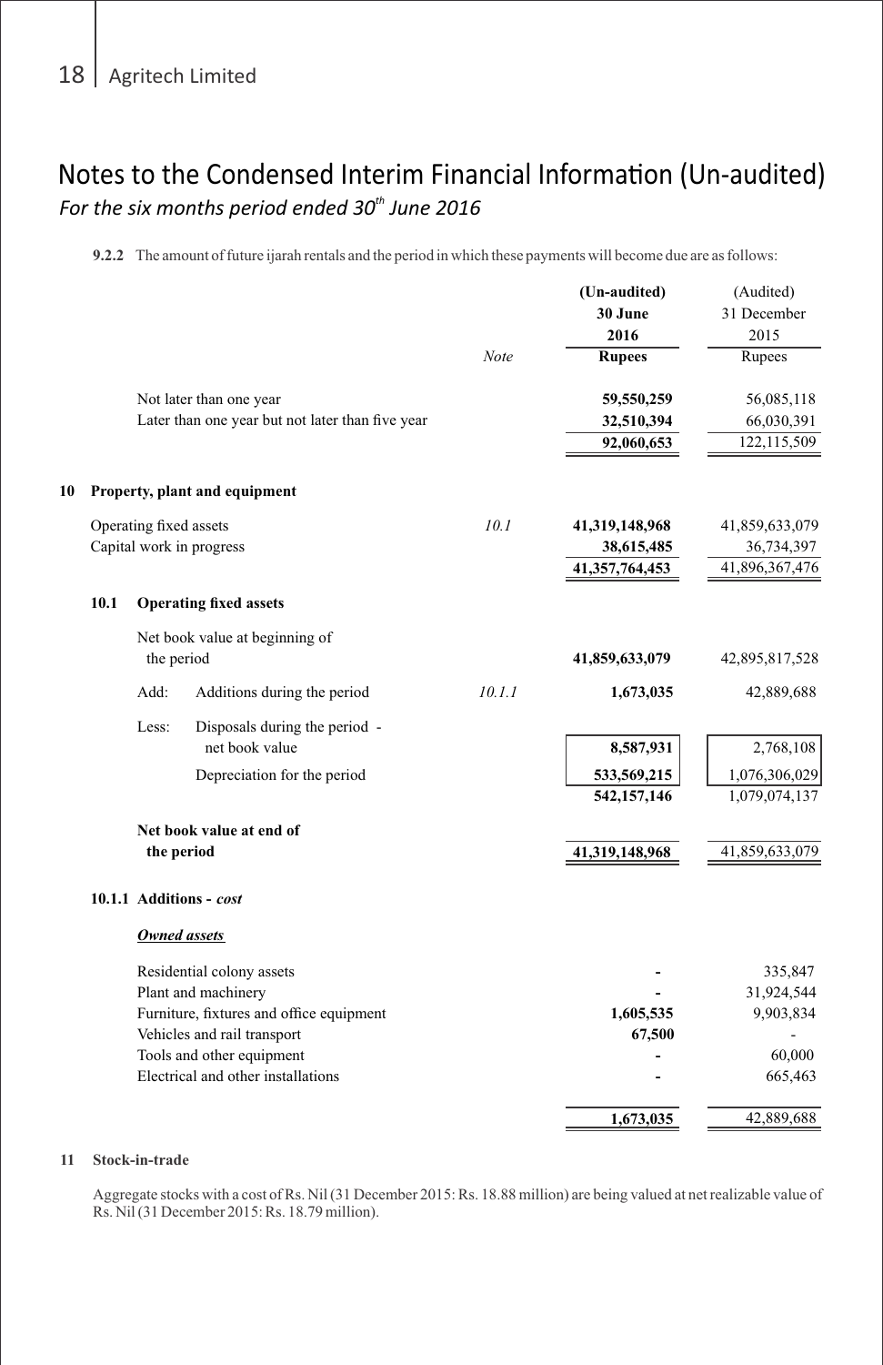# Notes to the Condensed Interim Financial Information (Un-audited)

*For the six months period ended 30th June 2016*

**9.2.2** The amount of future ijarah rentals and the period in which these payments will become due are as follows:

| | Note | (Un-audited) 30 June 2016 Rupees | (Audited) 31 December 2015 Rupees |
|---|---|---|---|
| Not later than one year | | **59,550,259** | 56,085,118 |
| Later than one year but not later than five year | | **32,510,394** | 66,030,391 |
| | | **92,060,653** | 122,115,509 |

## 10 Property, plant and equipment

| | Note | 30 June 2016 Rupees | 31 December 2015 Rupees |
|---|---|---|---|
| Operating fixed assets | 10.1 | **41,319,148,968** | 41,859,633,079 |
| Capital work in progress | | **38,615,485** | 36,734,397 |
| | | **41,357,764,453** | 41,896,367,476 |

### 10.1 Operating fixed assets

| | Note | 30 June 2016 Rupees | 31 December 2015 Rupees |
|---|---|---|---|
| Net book value at beginning of the period | | **41,859,633,079** | 42,895,817,528 |
| Add: Additions during the period | 10.1.1 | **1,673,035** | 42,889,688 |
| Less: Disposals during the period - net book value | | **8,587,931** | 2,768,108 |
| Depreciation for the period | | **533,569,215** | 1,076,306,029 |
| | | **542,157,146** | 1,079,074,137 |
| **Net book value at end of the period** | | **41,319,148,968** | 41,859,633,079 |

### 10.1.1 Additions - *cost*

***Owned assets***

| | 30 June 2016 Rupees | 31 December 2015 Rupees |
|---|---|---|
| Residential colony assets | **-** | 335,847 |
| Plant and machinery | **-** | 31,924,544 |
| Furniture, fixtures and office equipment | **1,605,535** | 9,903,834 |
| Vehicles and rail transport | **67,500** | - |
| Tools and other equipment | **-** | 60,000 |
| Electrical and other installations | **-** | 665,463 |
| | **1,673,035** | 42,889,688 |

## 11 Stock-in-trade

Aggregate stocks with a cost of Rs. Nil (31 December 2015: Rs. 18.88 million) are being valued at net realizable value of Rs. Nil (31 December 2015: Rs. 18.79 million).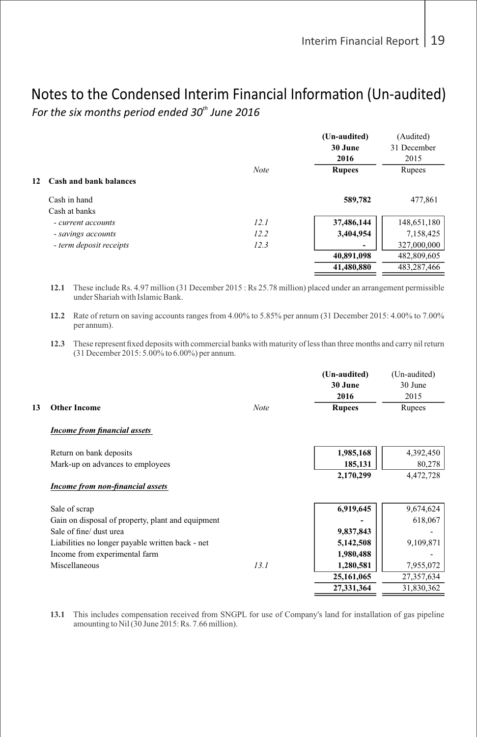# Notes to the Condensed Interim Financial Information (Un-audited)

*For the six months period ended 30th June 2016*

| | | Note | (Un-audited) 30 June 2016 Rupees | (Audited) 31 December 2015 Rupees |
|---|---|---|---|---|
| **12** | **Cash and bank balances** | | | |
| | Cash in hand | | **589,782** | 477,861 |
| | Cash at banks | | | |
| | *- current accounts* | *12.1* | **37,486,144** | 148,651,180 |
| | *- savings accounts* | *12.2* | **3,404,954** | 7,158,425 |
| | *- term deposit receipts* | *12.3* | **-** | 327,000,000 |
| | | | **40,891,098** | 482,809,605 |
| | | | **41,480,880** | 483,287,466 |

**12.1** These include Rs. 4.97 million (31 December 2015 : Rs 25.78 million) placed under an arrangement permissible under Shariah with Islamic Bank.

**12.2** Rate of return on saving accounts ranges from 4.00% to 5.85% per annum (31 December 2015: 4.00% to 7.00% per annum).

**12.3** These represent fixed deposits with commercial banks with maturity of less than three months and carry nil return (31 December 2015: 5.00% to 6.00%) per annum.

| | | Note | (Un-audited) 30 June 2016 Rupees | (Un-audited) 30 June 2015 Rupees |
|---|---|---|---|---|
| **13** | **Other Income** | | | |
| | ***Income from financial assets*** | | | |
| | Return on bank deposits | | **1,985,168** | 4,392,450 |
| | Mark-up on advances to employees | | **185,131** | 80,278 |
| | | | **2,170,299** | 4,472,728 |
| | ***Income from non-financial assets*** | | | |
| | Sale of scrap | | **6,919,645** | 9,674,624 |
| | Gain on disposal of property, plant and equipment | | **-** | 618,067 |
| | Sale of fine/ dust urea | | **9,837,843** | - |
| | Liabilities no longer payable written back - net | | **5,142,508** | 9,109,871 |
| | Income from experimental farm | | **1,980,488** | - |
| | Miscellaneous | 13.1 | **1,280,581** | 7,955,072 |
| | | | **25,161,065** | 27,357,634 |
| | | | **27,331,364** | 31,830,362 |

**13.1** This includes compensation received from SNGPL for use of Company's land for installation of gas pipeline amounting to Nil (30 June 2015: Rs. 7.66 million).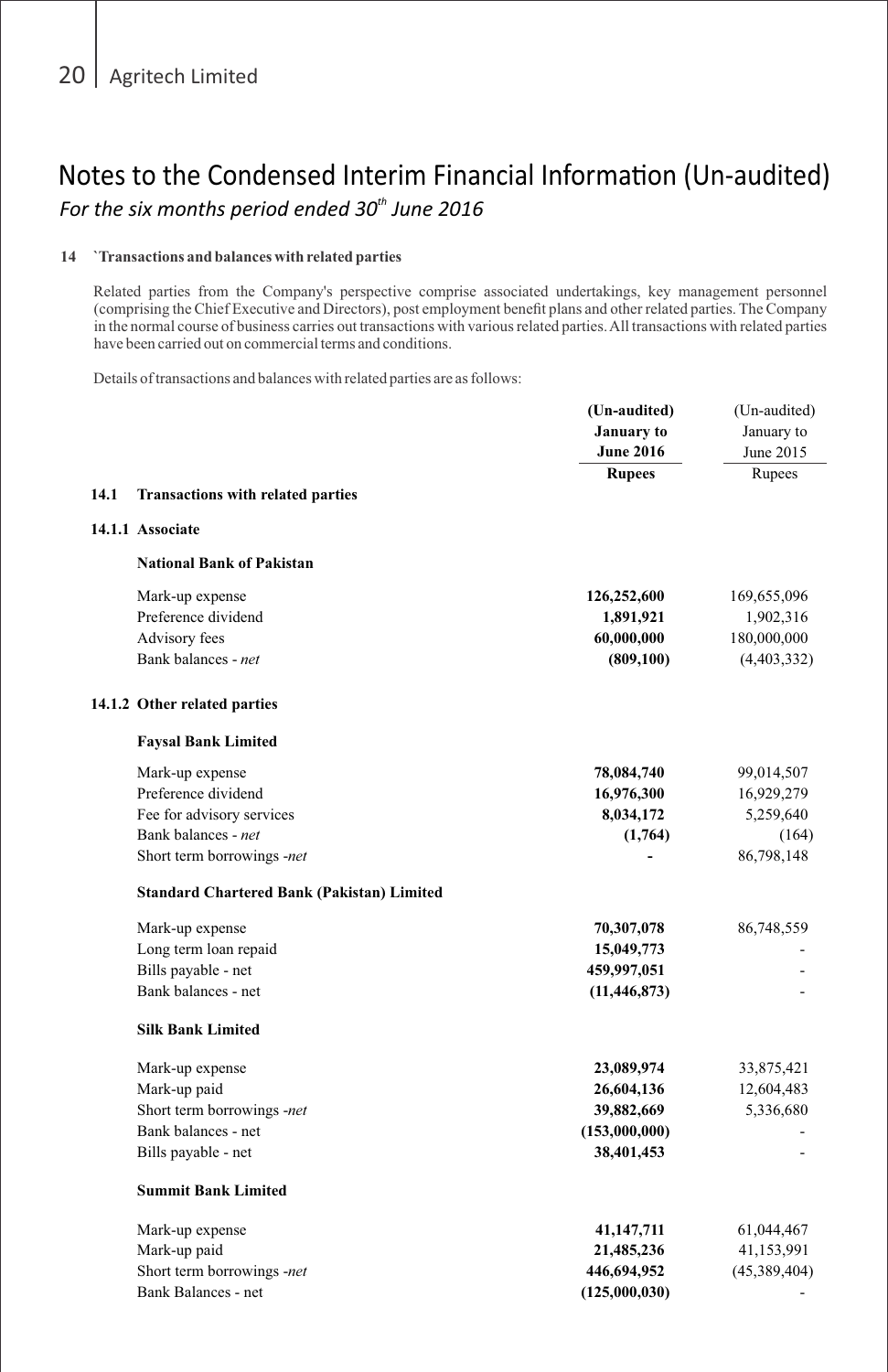# Notes to the Condensed Interim Financial Information (Un-audited)

*For the six months period ended 30th June 2016*

**14 `Transactions and balances with related parties**

Related parties from the Company's perspective comprise associated undertakings, key management personnel (comprising the Chief Executive and Directors), post employment benefit plans and other related parties. The Company in the normal course of business carries out transactions with various related parties. All transactions with related parties have been carried out on commercial terms and conditions.

Details of transactions and balances with related parties are as follows:

| | (Un-audited) January to June 2016 Rupees | (Un-audited) January to June 2015 Rupees |
|---|---|---|
| **14.1 Transactions with related parties** | | |
| **14.1.1 Associate** | | |
| **National Bank of Pakistan** | | |
| Mark-up expense | **126,252,600** | 169,655,096 |
| Preference dividend | **1,891,921** | 1,902,316 |
| Advisory fees | **60,000,000** | 180,000,000 |
| Bank balances - *net* | **(809,100)** | (4,403,332) |
| **14.1.2 Other related parties** | | |
| **Faysal Bank Limited** | | |
| Mark-up expense | **78,084,740** | 99,014,507 |
| Preference dividend | **16,976,300** | 16,929,279 |
| Fee for advisory services | **8,034,172** | 5,259,640 |
| Bank balances - *net* | **(1,764)** | (164) |
| Short term borrowings -*net* | **-** | 86,798,148 |
| **Standard Chartered Bank (Pakistan) Limited** | | |
| Mark-up expense | **70,307,078** | 86,748,559 |
| Long term loan repaid | **15,049,773** | - |
| Bills payable - net | **459,997,051** | - |
| Bank balances - net | **(11,446,873)** | - |
| **Silk Bank Limited** | | |
| Mark-up expense | **23,089,974** | 33,875,421 |
| Mark-up paid | **26,604,136** | 12,604,483 |
| Short term borrowings -*net* | **39,882,669** | 5,336,680 |
| Bank balances - net | **(153,000,000)** | - |
| Bills payable - net | **38,401,453** | - |
| **Summit Bank Limited** | | |
| Mark-up expense | **41,147,711** | 61,044,467 |
| Mark-up paid | **21,485,236** | 41,153,991 |
| Short term borrowings -*net* | **446,694,952** | (45,389,404) |
| Bank Balances - net | **(125,000,030)** | - |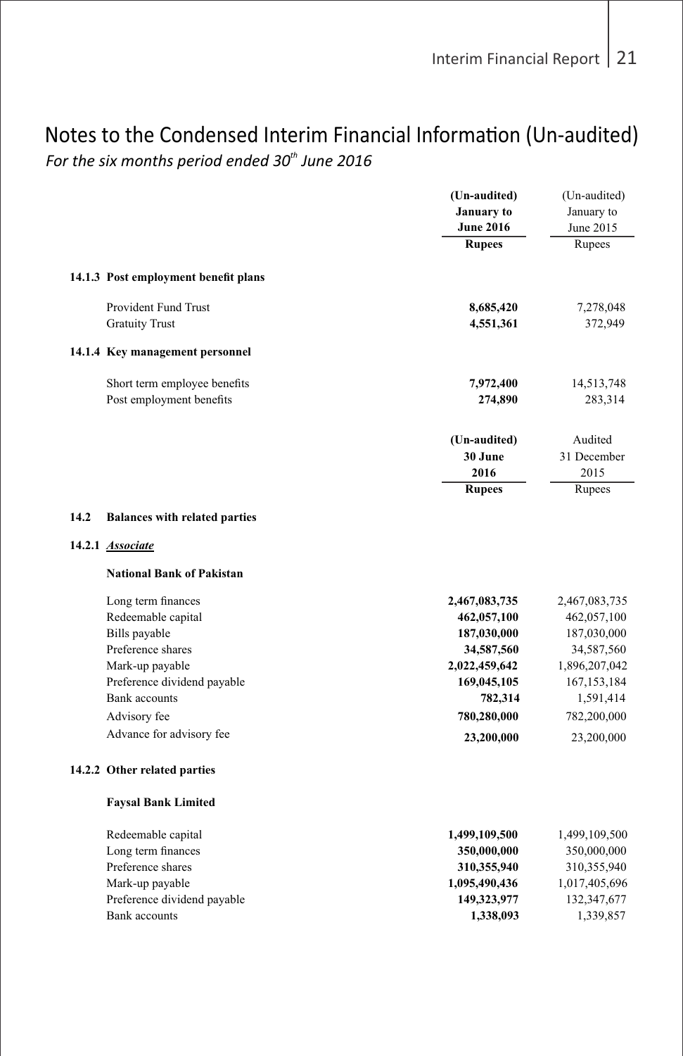# Notes to the Condensed Interim Financial Information (Un-audited)

*For the six months period ended 30th June 2016*

| | (Un-audited) January to June 2016 | (Un-audited) January to June 2015 |
|---|---|---|
| | **Rupees** | Rupees |
| **14.1.3 Post employment benefit plans** | | |
| Provident Fund Trust | **8,685,420** | 7,278,048 |
| Gratuity Trust | **4,551,361** | 372,949 |
| **14.1.4 Key management personnel** | | |
| Short term employee benefits | **7,972,400** | 14,513,748 |
| Post employment benefits | **274,890** | 283,314 |

| | (Un-audited) 30 June 2016 | Audited 31 December 2015 |
|---|---|---|
| | **Rupees** | Rupees |
| **14.2 Balances with related parties** | | |
| **14.2.1 *Associate*** | | |
| **National Bank of Pakistan** | | |
| Long term finances | **2,467,083,735** | 2,467,083,735 |
| Redeemable capital | **462,057,100** | 462,057,100 |
| Bills payable | **187,030,000** | 187,030,000 |
| Preference shares | **34,587,560** | 34,587,560 |
| Mark-up payable | **2,022,459,642** | 1,896,207,042 |
| Preference dividend payable | **169,045,105** | 167,153,184 |
| Bank accounts | **782,314** | 1,591,414 |
| Advisory fee | **780,280,000** | 782,200,000 |
| Advance for advisory fee | **23,200,000** | 23,200,000 |
| **14.2.2 Other related parties** | | |
| **Faysal Bank Limited** | | |
| Redeemable capital | **1,499,109,500** | 1,499,109,500 |
| Long term finances | **350,000,000** | 350,000,000 |
| Preference shares | **310,355,940** | 310,355,940 |
| Mark-up payable | **1,095,490,436** | 1,017,405,696 |
| Preference dividend payable | **149,323,977** | 132,347,677 |
| Bank accounts | **1,338,093** | 1,339,857 |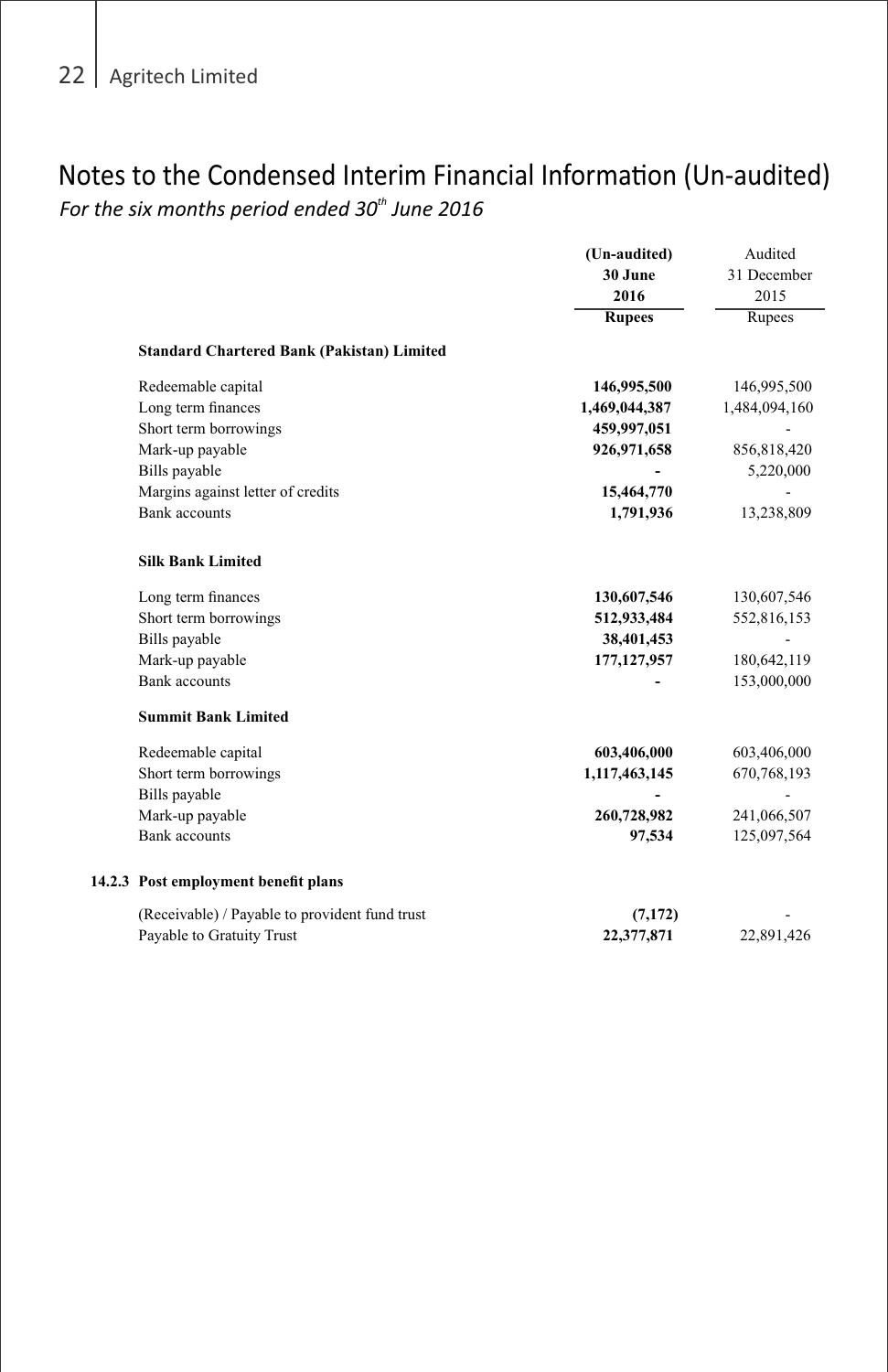# Notes to the Condensed Interim Financial Information (Un-audited)

*For the six months period ended 30th June 2016*

| | (Un-audited) 30 June 2016 Rupees | Audited 31 December 2015 Rupees |
|---|---|---|
| **Standard Chartered Bank (Pakistan) Limited** | | |
| Redeemable capital | **146,995,500** | 146,995,500 |
| Long term finances | **1,469,044,387** | 1,484,094,160 |
| Short term borrowings | **459,997,051** | - |
| Mark-up payable | **926,971,658** | 856,818,420 |
| Bills payable | **-** | 5,220,000 |
| Margins against letter of credits | **15,464,770** | - |
| Bank accounts | **1,791,936** | 13,238,809 |
| **Silk Bank Limited** | | |
| Long term finances | **130,607,546** | 130,607,546 |
| Short term borrowings | **512,933,484** | 552,816,153 |
| Bills payable | **38,401,453** | - |
| Mark-up payable | **177,127,957** | 180,642,119 |
| Bank accounts | **-** | 153,000,000 |
| **Summit Bank Limited** | | |
| Redeemable capital | **603,406,000** | 603,406,000 |
| Short term borrowings | **1,117,463,145** | 670,768,193 |
| Bills payable | **-** | - |
| Mark-up payable | **260,728,982** | 241,066,507 |
| Bank accounts | **97,534** | 125,097,564 |

**14.2.3 Post employment benefit plans**

| | (Un-audited) 30 June 2016 Rupees | Audited 31 December 2015 Rupees |
|---|---|---|
| (Receivable) / Payable to provident fund trust | **(7,172)** | - |
| Payable to Gratuity Trust | **22,377,871** | 22,891,426 |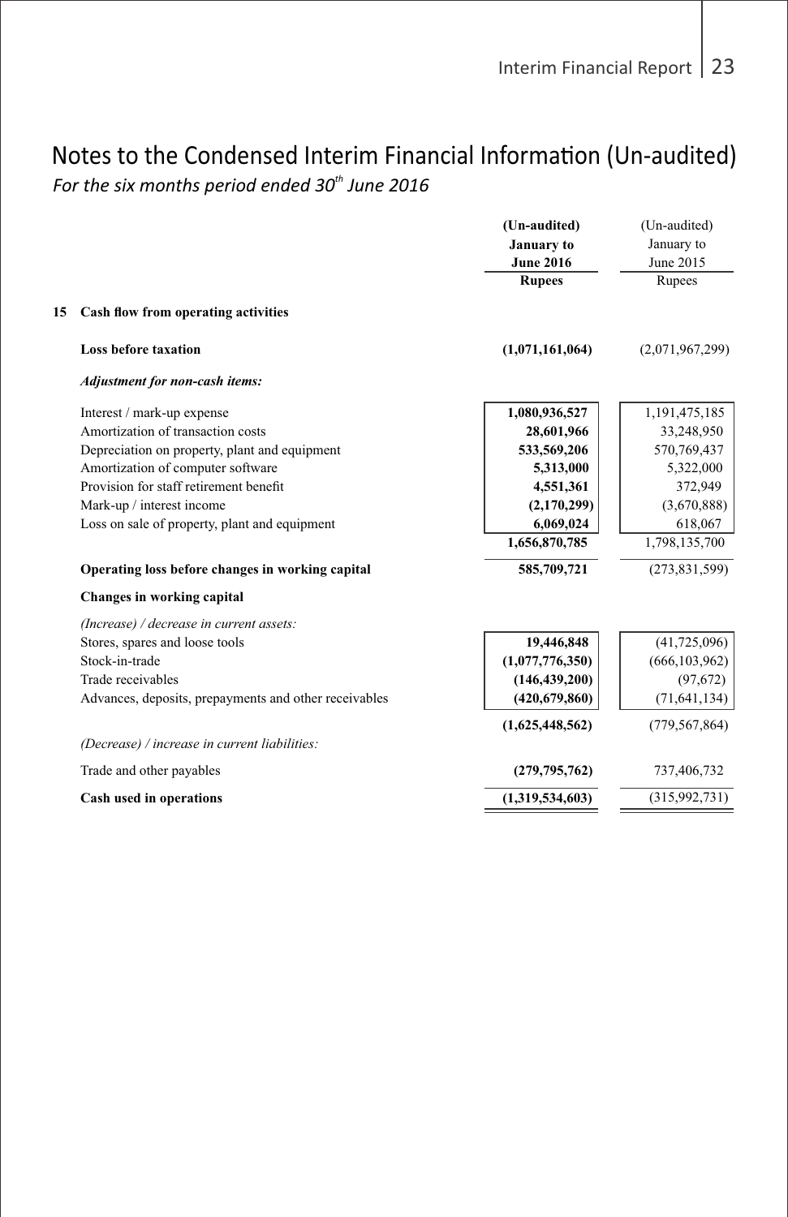# Notes to the Condensed Interim Financial Information (Un-audited)

*For the six months period ended 30th June 2016*

| | | (Un-audited) January to June 2016 | (Un-audited) January to June 2015 |
|---|---|---|---|
| | | **Rupees** | Rupees |
| **15** | **Cash flow from operating activities** | | |
| | **Loss before taxation** | **(1,071,161,064)** | (2,071,967,299) |
| | ***Adjustment for non-cash items:*** | | |
| | Interest / mark-up expense | **1,080,936,527** | 1,191,475,185 |
| | Amortization of transaction costs | **28,601,966** | 33,248,950 |
| | Depreciation on property, plant and equipment | **533,569,206** | 570,769,437 |
| | Amortization of computer software | **5,313,000** | 5,322,000 |
| | Provision for staff retirement benefit | **4,551,361** | 372,949 |
| | Mark-up / interest income | **(2,170,299)** | (3,670,888) |
| | Loss on sale of property, plant and equipment | **6,069,024** | 618,067 |
| | | **1,656,870,785** | 1,798,135,700 |
| | **Operating loss before changes in working capital** | **585,709,721** | (273,831,599) |
| | **Changes in working capital** | | |
| | *(Increase) / decrease in current assets:* | | |
| | Stores, spares and loose tools | **19,446,848** | (41,725,096) |
| | Stock-in-trade | **(1,077,776,350)** | (666,103,962) |
| | Trade receivables | **(146,439,200)** | (97,672) |
| | Advances, deposits, prepayments and other receivables | **(420,679,860)** | (71,641,134) |
| | | **(1,625,448,562)** | (779,567,864) |
| | *(Decrease) / increase in current liabilities:* | | |
| | Trade and other payables | **(279,795,762)** | 737,406,732 |
| | **Cash used in operations** | **(1,319,534,603)** | (315,992,731) |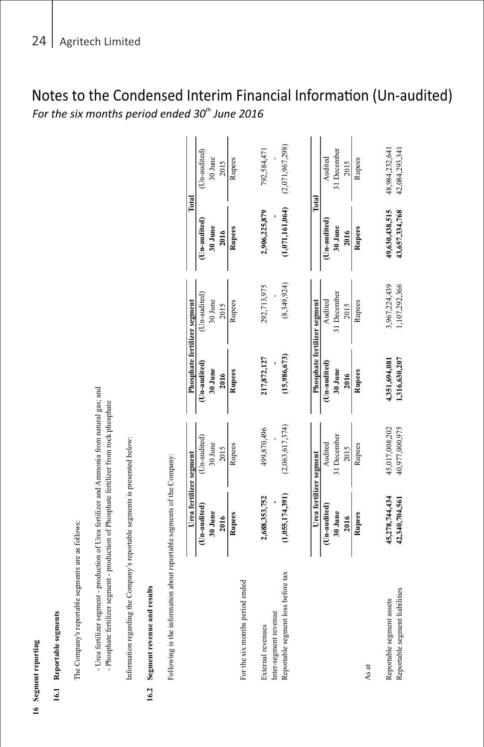# Notes to the Condensed Interim Financial Information (Un-audited)

*For the six months period ended 30th June 2016*

**16 Segment reporting**

**16.1 Reportable segments**

The Company's reportable segments are as follows:

- Urea fertilizer segment - production of Urea fertilizer and Ammonia from natural gas; and
- Phosphate fertilizer segment - production of Phosphate fertilizer from rock phosphate

Information regarding the Company's reportable segments is presented below:

**16.2 Segment revenue and results**

Following is the information about reportable segments of the Company:

| | Urea fertilizer segment | | Phosphate fertilizer segment | | Total | |
|---|---|---|---|---|---|---|
| | **(Un-audited) 30 June 2016** | (Un-audited) 30 June 2015 | **(Un-audited) 30 June 2016** | (Un-audited) 30 June 2015 | **(Un-audited) 30 June 2016** | (Un-audited) 30 June 2015 |
| | **Rupees** | Rupees | **Rupees** | Rupees | **Rupees** | Rupees |
| For the six months period ended | | | | | | |
| External revenues | **2,688,353,752** | 499,870,496 | **217,872,127** | 292,713,975 | **2,906,225,879** | 792,584,471 |
| Inter-segment revenue | **-** | - | **-** | - | **-** | - |
| Reportable segment loss before tax | **(1,055,174,391)** | (2,063,617,374) | **(15,986,673)** | (8,349,924) | **(1,071,161,064)** | (2,071,967,298) |

| | Urea fertilizer segment | | Phosphate fertilizer segment | | Total | |
|---|---|---|---|---|---|---|
| | **(Un-audited) 30 June 2016** | Audited 31 December 2015 | **(Un-audited) 30 June 2016** | Audited 31 December 2015 | **(Un-audited) 30 June 2016** | Audited 31 December 2015 |
| | **Rupees** | Rupees | **Rupees** | Rupees | **Rupees** | Rupees |
| As at | | | | | | |
| Reportable segment assets | **45,278,744,434** | 45,017,008,202 | **4,351,694,081** | 3,967,224,439 | **49,630,438,515** | 48,984,232,641 |
| Reportable segment liabilities | **42,340,704,561** | 40,977,000,975 | **1,316,630,207** | 1,107,292,366 | **43,657,334,768** | 42,084,293,341 |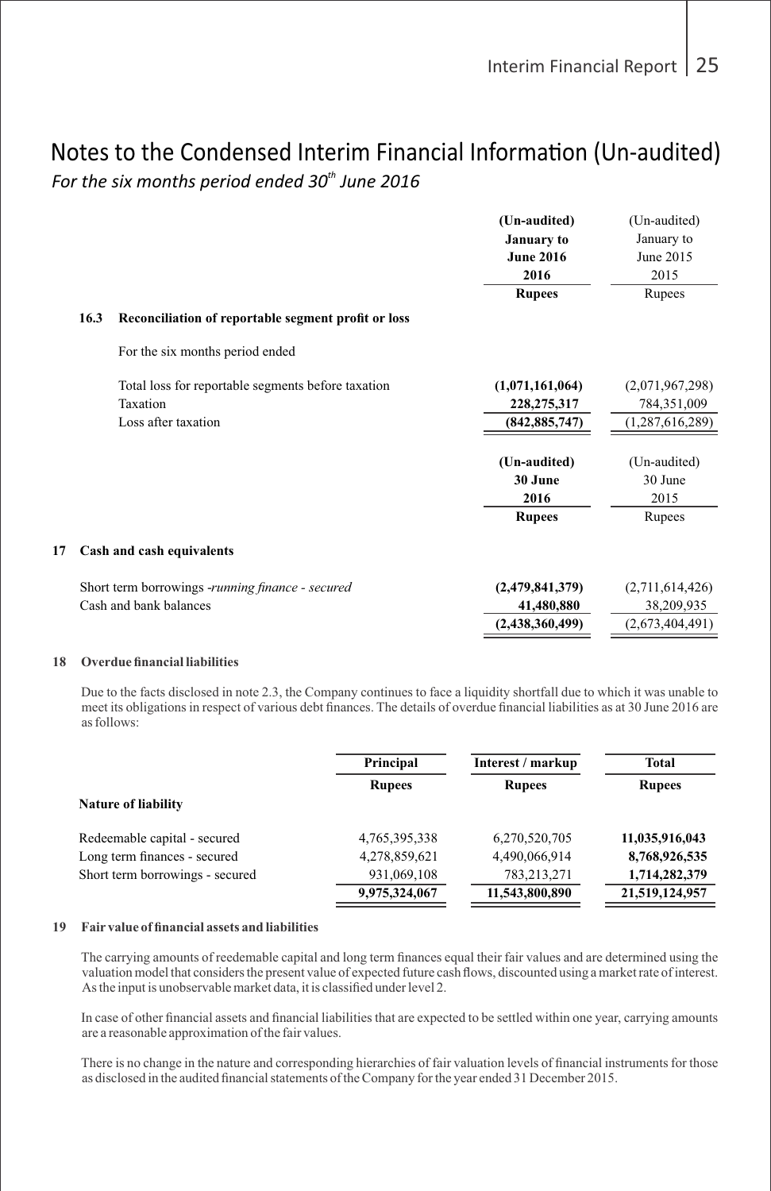# Notes to the Condensed Interim Financial Information (Un-audited)

*For the six months period ended 30th June 2016*

| | (Un-audited) January to June 2016 2016 Rupees | (Un-audited) January to June 2015 2015 Rupees |
|---|---|---|
| **16.3 Reconciliation of reportable segment profit or loss** | | |
| For the six months period ended | | |
| Total loss for reportable segments before taxation | **(1,071,161,064)** | (2,071,967,298) |
| Taxation | **228,275,317** | 784,351,009 |
| Loss after taxation | **(842,885,747)** | (1,287,616,289) |

| | (Un-audited) 30 June 2016 Rupees | (Un-audited) 30 June 2015 Rupees |
|---|---|---|
| **17 Cash and cash equivalents** | | |
| Short term borrowings *-running finance - secured* | **(2,479,841,379)** | (2,711,614,426) |
| Cash and bank balances | **41,480,880** | 38,209,935 |
| | **(2,438,360,499)** | (2,673,404,491) |

**18 Overdue financial liabilities**

Due to the facts disclosed in note 2.3, the Company continues to face a liquidity shortfall due to which it was unable to meet its obligations in respect of various debt finances. The details of overdue financial liabilities as at 30 June 2016 are as follows:

| Nature of liability | Principal Rupees | Interest / markup Rupees | Total Rupees |
|---|---|---|---|
| Redeemable capital - secured | 4,765,395,338 | 6,270,520,705 | **11,035,916,043** |
| Long term finances - secured | 4,278,859,621 | 4,490,066,914 | **8,768,926,535** |
| Short term borrowings - secured | 931,069,108 | 783,213,271 | **1,714,282,379** |
| | 9,975,324,067 | 11,543,800,890 | 21,519,124,957 |

**19 Fair value of financial assets and liabilities**

The carrying amounts of reedemable capital and long term finances equal their fair values and are determined using the valuation model that considers the present value of expected future cash flows, discounted using a market rate of interest. As the input is unobservable market data, it is classified under level 2.

In case of other financial assets and financial liabilities that are expected to be settled within one year, carrying amounts are a reasonable approximation of the fair values.

There is no change in the nature and corresponding hierarchies of fair valuation levels of financial instruments for those as disclosed in the audited financial statements of the Company for the year ended 31 December 2015.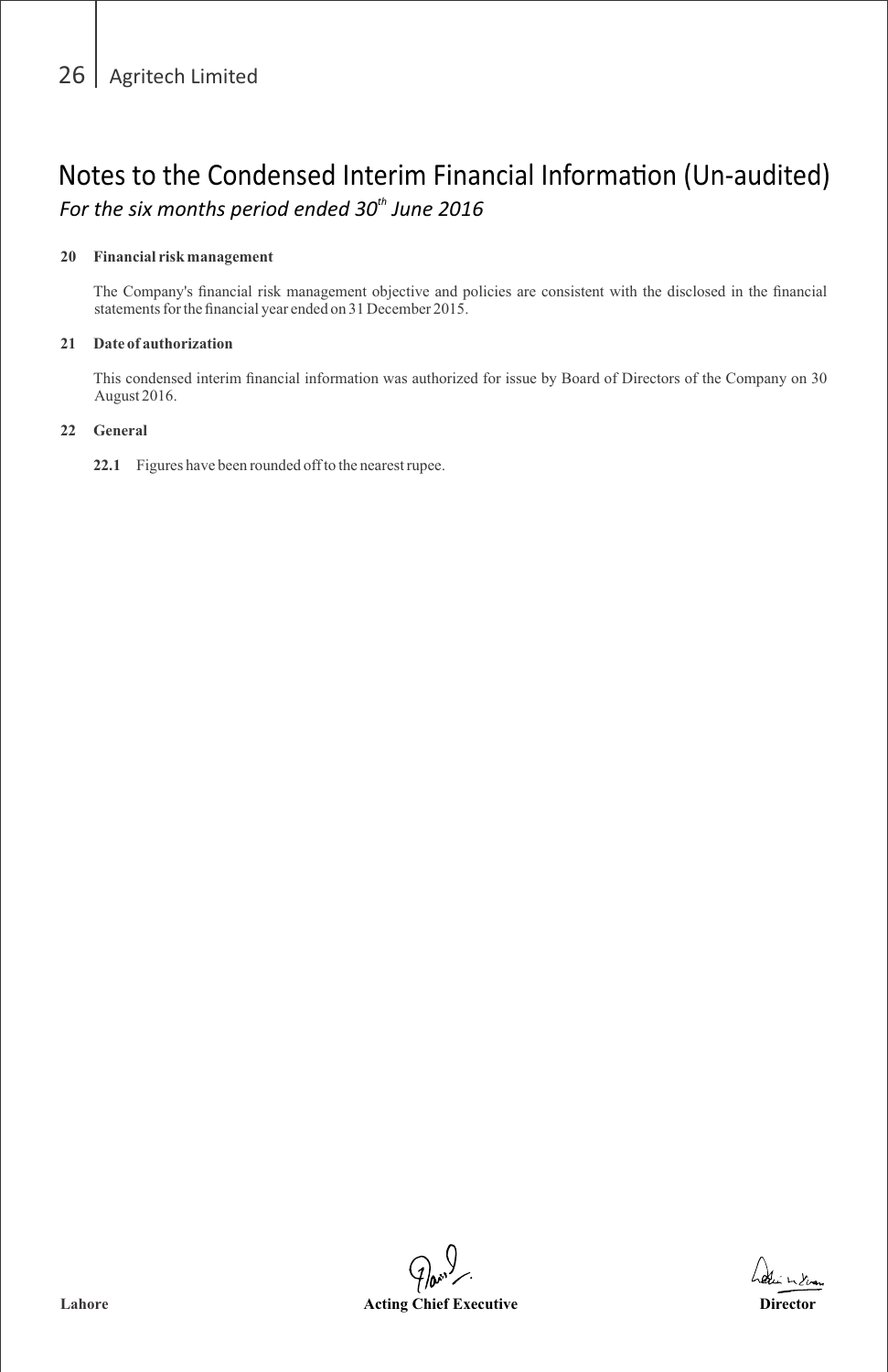# Notes to the Condensed Interim Financial Information (Un-audited)

*For the six months period ended 30th June 2016*

**20 Financial risk management**

The Company's financial risk management objective and policies are consistent with the disclosed in the financial statements for the financial year ended on 31 December 2015.

**21 Date of authorization**

This condensed interim financial information was authorized for issue by Board of Directors of the Company on 30 August 2016.

**22 General**

**22.1** Figures have been rounded off to the nearest rupee.

**Lahore** **Acting Chief Executive** **Director**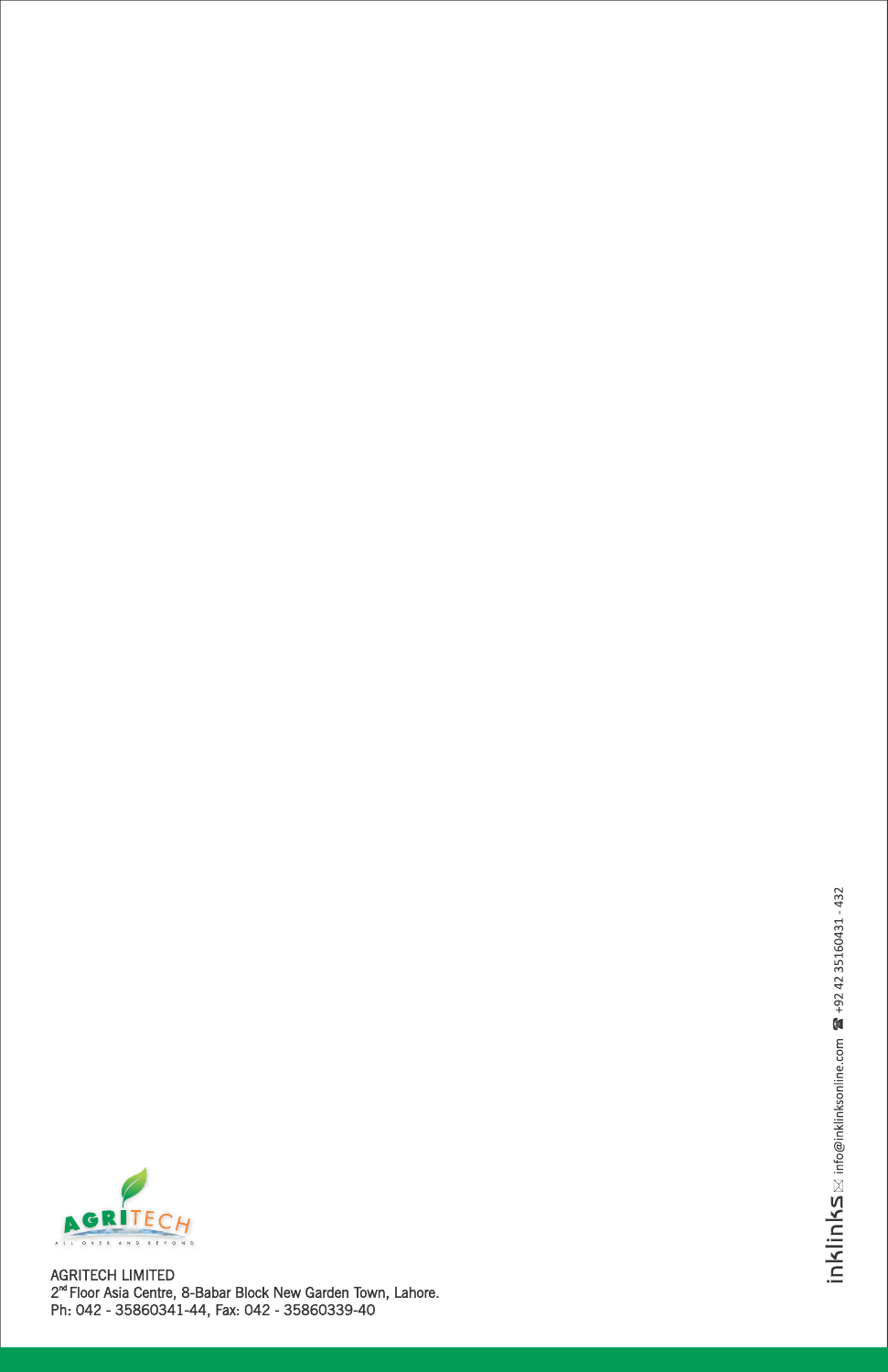AGRITECH

ALL OVER AND BEYOND

AGRITECH LIMITED
2nd Floor Asia Centre, 8-Babar Block New Garden Town, Lahore.
Ph: 042 - 35860341-44, Fax: 042 - 35860339-40

inklinks info@inklinksonline.com +92 42 35160431 - 432